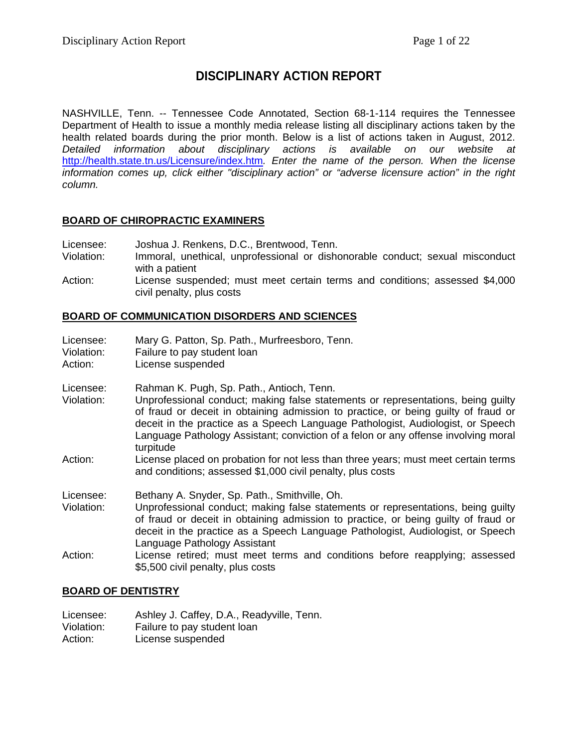# DISCIPLINARY ACTION REPORT

NASHVILLE, Tenn. -- Tennessee Code Annotated, Section 68-1-114 requires the Tennessee Department of Health to issue a monthly media release listing all disciplinary actions taken by the health related boards during the prior month. Below is a list of actions taken in August, 2012. *Detailed information about disciplinary actions is available on our website at* http://health.state.tn.us/Licensure/index.htm*. Enter the name of the person. When the license information comes up, click either "disciplinary action" or "adverse licensure action" in the right column.*

## BOARD OF CHIROPRACTIC EXAMINERS

Licensee: Joshua J. Renkens, D.C., Brentwood, Tenn.
Violation: Immoral, unethical, unprofessional or dishonorable conduct; sexual misconduct with a patient
Action: License suspended; must meet certain terms and conditions; assessed $4,000 civil penalty, plus costs

## BOARD OF COMMUNICATION DISORDERS AND SCIENCES

Licensee: Mary G. Patton, Sp. Path., Murfreesboro, Tenn.
Violation: Failure to pay student loan
Action: License suspended

Licensee: Rahman K. Pugh, Sp. Path., Antioch, Tenn.
Violation: Unprofessional conduct; making false statements or representations, being guilty of fraud or deceit in obtaining admission to practice, or being guilty of fraud or deceit in the practice as a Speech Language Pathologist, Audiologist, or Speech Language Pathology Assistant; conviction of a felon or any offense involving moral turpitude
Action: License placed on probation for not less than three years; must meet certain terms and conditions; assessed $1,000 civil penalty, plus costs

Licensee: Bethany A. Snyder, Sp. Path., Smithville, Oh.
Violation: Unprofessional conduct; making false statements or representations, being guilty of fraud or deceit in obtaining admission to practice, or being guilty of fraud or deceit in the practice as a Speech Language Pathologist, Audiologist, or Speech Language Pathology Assistant
Action: License retired; must meet terms and conditions before reapplying; assessed $5,500 civil penalty, plus costs

## BOARD OF DENTISTRY

Licensee: Ashley J. Caffey, D.A., Readyville, Tenn.
Violation: Failure to pay student loan
Action: License suspended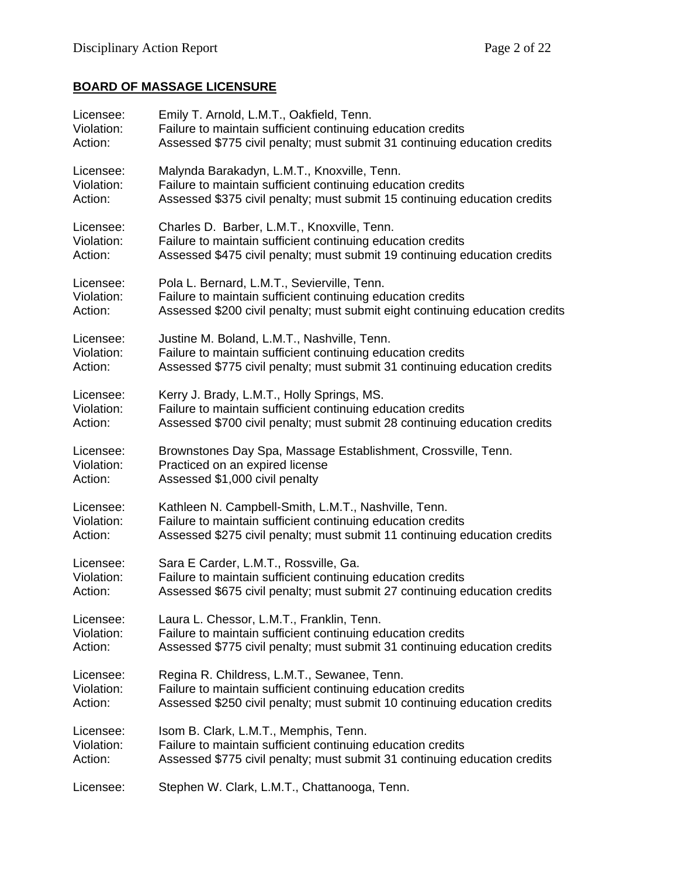## BOARD OF MASSAGE LICENSURE

Licensee: Emily T. Arnold, L.M.T., Oakfield, Tenn.
Violation: Failure to maintain sufficient continuing education credits
Action: Assessed $775 civil penalty; must submit 31 continuing education credits

Licensee: Malynda Barakadyn, L.M.T., Knoxville, Tenn.
Violation: Failure to maintain sufficient continuing education credits
Action: Assessed $375 civil penalty; must submit 15 continuing education credits

Licensee: Charles D. Barber, L.M.T., Knoxville, Tenn.
Violation: Failure to maintain sufficient continuing education credits
Action: Assessed $475 civil penalty; must submit 19 continuing education credits

Licensee: Pola L. Bernard, L.M.T., Sevierville, Tenn.
Violation: Failure to maintain sufficient continuing education credits
Action: Assessed $200 civil penalty; must submit eight continuing education credits

Licensee: Justine M. Boland, L.M.T., Nashville, Tenn.
Violation: Failure to maintain sufficient continuing education credits
Action: Assessed $775 civil penalty; must submit 31 continuing education credits

Licensee: Kerry J. Brady, L.M.T., Holly Springs, MS.
Violation: Failure to maintain sufficient continuing education credits
Action: Assessed $700 civil penalty; must submit 28 continuing education credits

Licensee: Brownstones Day Spa, Massage Establishment, Crossville, Tenn.
Violation: Practiced on an expired license
Action: Assessed $1,000 civil penalty

Licensee: Kathleen N. Campbell-Smith, L.M.T., Nashville, Tenn.
Violation: Failure to maintain sufficient continuing education credits
Action: Assessed $275 civil penalty; must submit 11 continuing education credits

Licensee: Sara E Carder, L.M.T., Rossville, Ga.
Violation: Failure to maintain sufficient continuing education credits
Action: Assessed $675 civil penalty; must submit 27 continuing education credits

Licensee: Laura L. Chessor, L.M.T., Franklin, Tenn.
Violation: Failure to maintain sufficient continuing education credits
Action: Assessed $775 civil penalty; must submit 31 continuing education credits

Licensee: Regina R. Childress, L.M.T., Sewanee, Tenn.
Violation: Failure to maintain sufficient continuing education credits
Action: Assessed $250 civil penalty; must submit 10 continuing education credits

Licensee: Isom B. Clark, L.M.T., Memphis, Tenn.
Violation: Failure to maintain sufficient continuing education credits
Action: Assessed $775 civil penalty; must submit 31 continuing education credits

Licensee: Stephen W. Clark, L.M.T., Chattanooga, Tenn.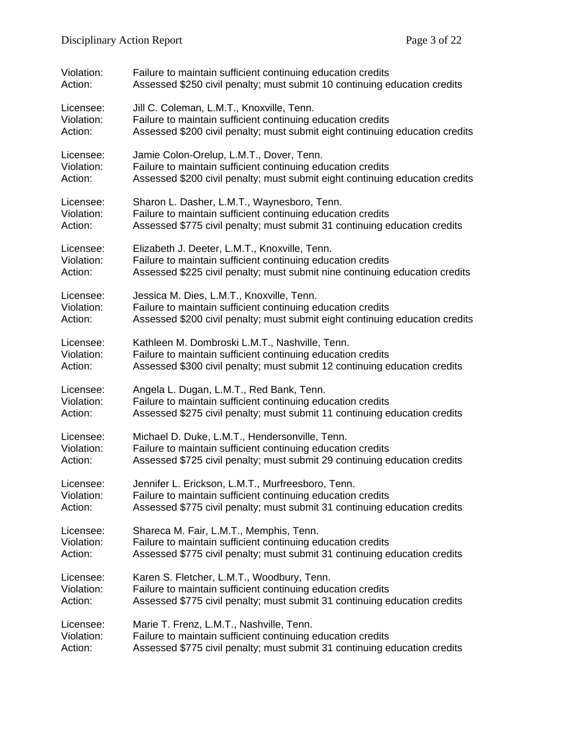Violation: Failure to maintain sufficient continuing education credits
Action: Assessed $250 civil penalty; must submit 10 continuing education credits

Licensee: Jill C. Coleman, L.M.T., Knoxville, Tenn.
Violation: Failure to maintain sufficient continuing education credits
Action: Assessed $200 civil penalty; must submit eight continuing education credits

Licensee: Jamie Colon-Orelup, L.M.T., Dover, Tenn.
Violation: Failure to maintain sufficient continuing education credits
Action: Assessed $200 civil penalty; must submit eight continuing education credits

Licensee: Sharon L. Dasher, L.M.T., Waynesboro, Tenn.
Violation: Failure to maintain sufficient continuing education credits
Action: Assessed $775 civil penalty; must submit 31 continuing education credits

Licensee: Elizabeth J. Deeter, L.M.T., Knoxville, Tenn.
Violation: Failure to maintain sufficient continuing education credits
Action: Assessed $225 civil penalty; must submit nine continuing education credits

Licensee: Jessica M. Dies, L.M.T., Knoxville, Tenn.
Violation: Failure to maintain sufficient continuing education credits
Action: Assessed $200 civil penalty; must submit eight continuing education credits

Licensee: Kathleen M. Dombroski L.M.T., Nashville, Tenn.
Violation: Failure to maintain sufficient continuing education credits
Action: Assessed $300 civil penalty; must submit 12 continuing education credits

Licensee: Angela L. Dugan, L.M.T., Red Bank, Tenn.
Violation: Failure to maintain sufficient continuing education credits
Action: Assessed $275 civil penalty; must submit 11 continuing education credits

Licensee: Michael D. Duke, L.M.T., Hendersonville, Tenn.
Violation: Failure to maintain sufficient continuing education credits
Action: Assessed $725 civil penalty; must submit 29 continuing education credits

Licensee: Jennifer L. Erickson, L.M.T., Murfreesboro, Tenn.
Violation: Failure to maintain sufficient continuing education credits
Action: Assessed $775 civil penalty; must submit 31 continuing education credits

Licensee: Shareca M. Fair, L.M.T., Memphis, Tenn.
Violation: Failure to maintain sufficient continuing education credits
Action: Assessed $775 civil penalty; must submit 31 continuing education credits

Licensee: Karen S. Fletcher, L.M.T., Woodbury, Tenn.
Violation: Failure to maintain sufficient continuing education credits
Action: Assessed $775 civil penalty; must submit 31 continuing education credits

Licensee: Marie T. Frenz, L.M.T., Nashville, Tenn.
Violation: Failure to maintain sufficient continuing education credits
Action: Assessed $775 civil penalty; must submit 31 continuing education credits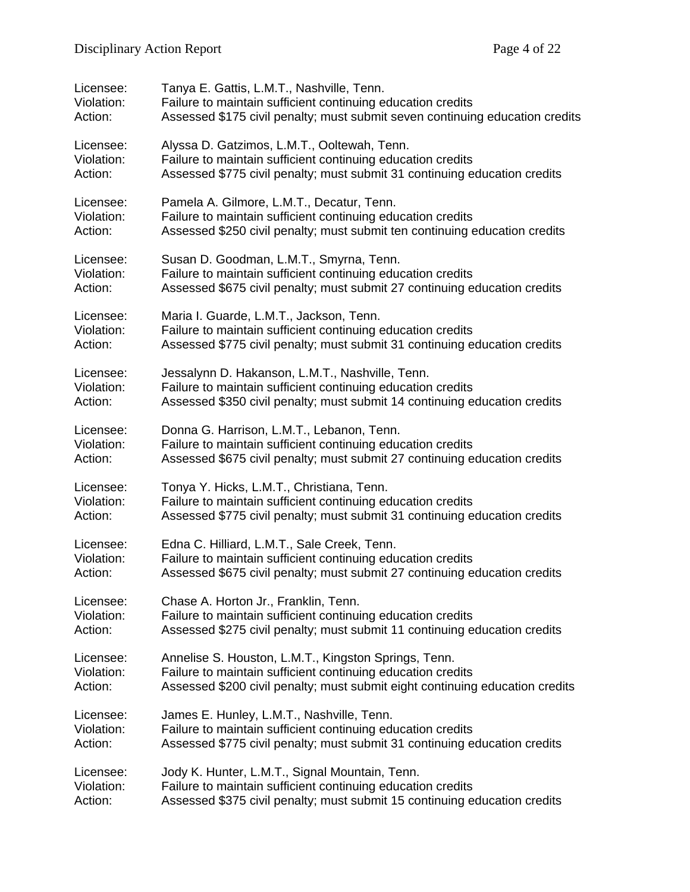Licensee: Tanya E. Gattis, L.M.T., Nashville, Tenn.
Violation: Failure to maintain sufficient continuing education credits
Action: Assessed $175 civil penalty; must submit seven continuing education credits

Licensee: Alyssa D. Gatzimos, L.M.T., Ooltewah, Tenn.
Violation: Failure to maintain sufficient continuing education credits
Action: Assessed $775 civil penalty; must submit 31 continuing education credits

Licensee: Pamela A. Gilmore, L.M.T., Decatur, Tenn.
Violation: Failure to maintain sufficient continuing education credits
Action: Assessed $250 civil penalty; must submit ten continuing education credits

Licensee: Susan D. Goodman, L.M.T., Smyrna, Tenn.
Violation: Failure to maintain sufficient continuing education credits
Action: Assessed $675 civil penalty; must submit 27 continuing education credits

Licensee: Maria I. Guarde, L.M.T., Jackson, Tenn.
Violation: Failure to maintain sufficient continuing education credits
Action: Assessed $775 civil penalty; must submit 31 continuing education credits

Licensee: Jessalynn D. Hakanson, L.M.T., Nashville, Tenn.
Violation: Failure to maintain sufficient continuing education credits
Action: Assessed $350 civil penalty; must submit 14 continuing education credits

Licensee: Donna G. Harrison, L.M.T., Lebanon, Tenn.
Violation: Failure to maintain sufficient continuing education credits
Action: Assessed $675 civil penalty; must submit 27 continuing education credits

Licensee: Tonya Y. Hicks, L.M.T., Christiana, Tenn.
Violation: Failure to maintain sufficient continuing education credits
Action: Assessed $775 civil penalty; must submit 31 continuing education credits

Licensee: Edna C. Hilliard, L.M.T., Sale Creek, Tenn.
Violation: Failure to maintain sufficient continuing education credits
Action: Assessed $675 civil penalty; must submit 27 continuing education credits

Licensee: Chase A. Horton Jr., Franklin, Tenn.
Violation: Failure to maintain sufficient continuing education credits
Action: Assessed $275 civil penalty; must submit 11 continuing education credits

Licensee: Annelise S. Houston, L.M.T., Kingston Springs, Tenn.
Violation: Failure to maintain sufficient continuing education credits
Action: Assessed $200 civil penalty; must submit eight continuing education credits

Licensee: James E. Hunley, L.M.T., Nashville, Tenn.
Violation: Failure to maintain sufficient continuing education credits
Action: Assessed $775 civil penalty; must submit 31 continuing education credits

Licensee: Jody K. Hunter, L.M.T., Signal Mountain, Tenn.
Violation: Failure to maintain sufficient continuing education credits
Action: Assessed $375 civil penalty; must submit 15 continuing education credits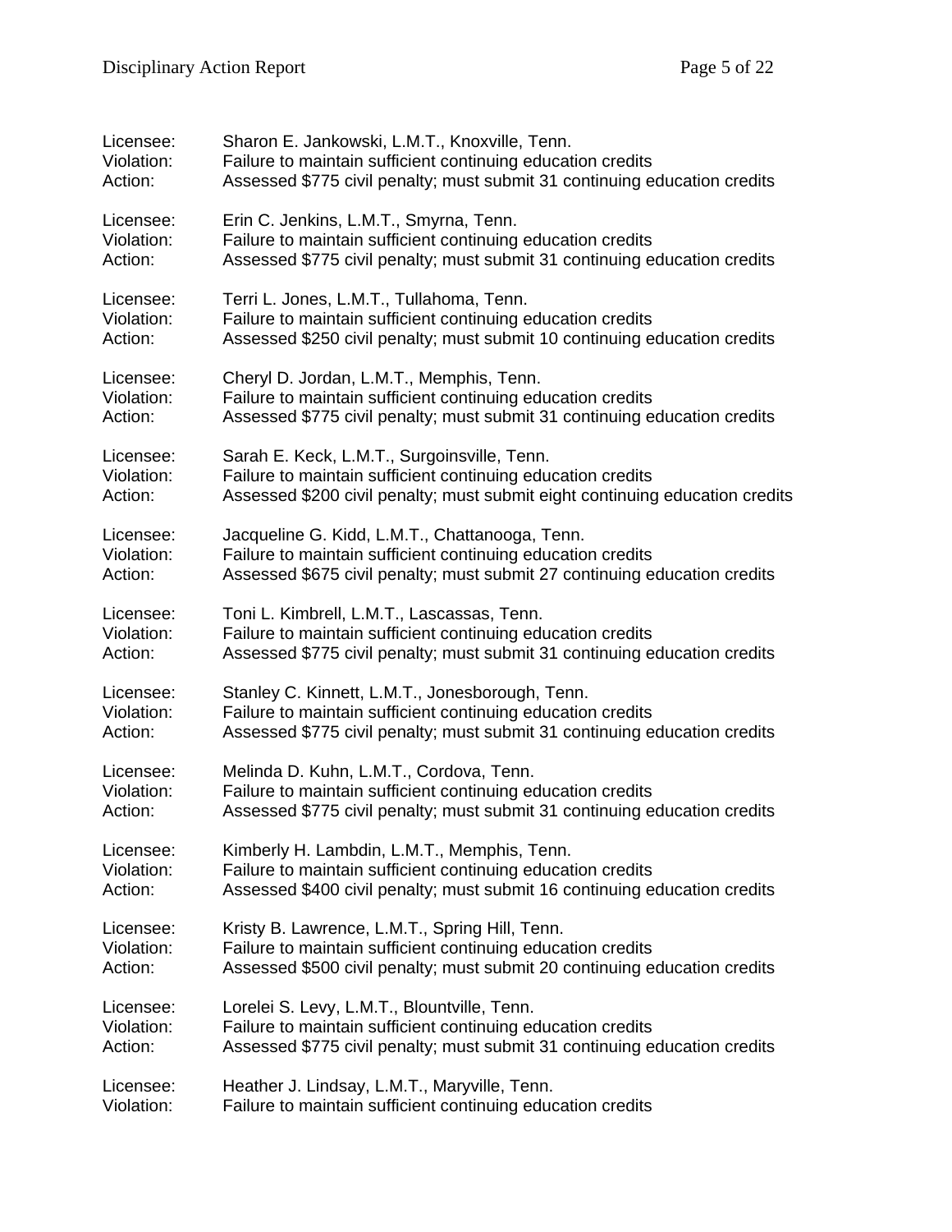Licensee: Sharon E. Jankowski, L.M.T., Knoxville, Tenn.
Violation: Failure to maintain sufficient continuing education credits
Action: Assessed $775 civil penalty; must submit 31 continuing education credits

Licensee: Erin C. Jenkins, L.M.T., Smyrna, Tenn.
Violation: Failure to maintain sufficient continuing education credits
Action: Assessed $775 civil penalty; must submit 31 continuing education credits

Licensee: Terri L. Jones, L.M.T., Tullahoma, Tenn.
Violation: Failure to maintain sufficient continuing education credits
Action: Assessed $250 civil penalty; must submit 10 continuing education credits

Licensee: Cheryl D. Jordan, L.M.T., Memphis, Tenn.
Violation: Failure to maintain sufficient continuing education credits
Action: Assessed $775 civil penalty; must submit 31 continuing education credits

Licensee: Sarah E. Keck, L.M.T., Surgoinsville, Tenn.
Violation: Failure to maintain sufficient continuing education credits
Action: Assessed $200 civil penalty; must submit eight continuing education credits

Licensee: Jacqueline G. Kidd, L.M.T., Chattanooga, Tenn.
Violation: Failure to maintain sufficient continuing education credits
Action: Assessed $675 civil penalty; must submit 27 continuing education credits

Licensee: Toni L. Kimbrell, L.M.T., Lascassas, Tenn.
Violation: Failure to maintain sufficient continuing education credits
Action: Assessed $775 civil penalty; must submit 31 continuing education credits

Licensee: Stanley C. Kinnett, L.M.T., Jonesborough, Tenn.
Violation: Failure to maintain sufficient continuing education credits
Action: Assessed $775 civil penalty; must submit 31 continuing education credits

Licensee: Melinda D. Kuhn, L.M.T., Cordova, Tenn.
Violation: Failure to maintain sufficient continuing education credits
Action: Assessed $775 civil penalty; must submit 31 continuing education credits

Licensee: Kimberly H. Lambdin, L.M.T., Memphis, Tenn.
Violation: Failure to maintain sufficient continuing education credits
Action: Assessed $400 civil penalty; must submit 16 continuing education credits

Licensee: Kristy B. Lawrence, L.M.T., Spring Hill, Tenn.
Violation: Failure to maintain sufficient continuing education credits
Action: Assessed $500 civil penalty; must submit 20 continuing education credits

Licensee: Lorelei S. Levy, L.M.T., Blountville, Tenn.
Violation: Failure to maintain sufficient continuing education credits
Action: Assessed $775 civil penalty; must submit 31 continuing education credits

Licensee: Heather J. Lindsay, L.M.T., Maryville, Tenn.
Violation: Failure to maintain sufficient continuing education credits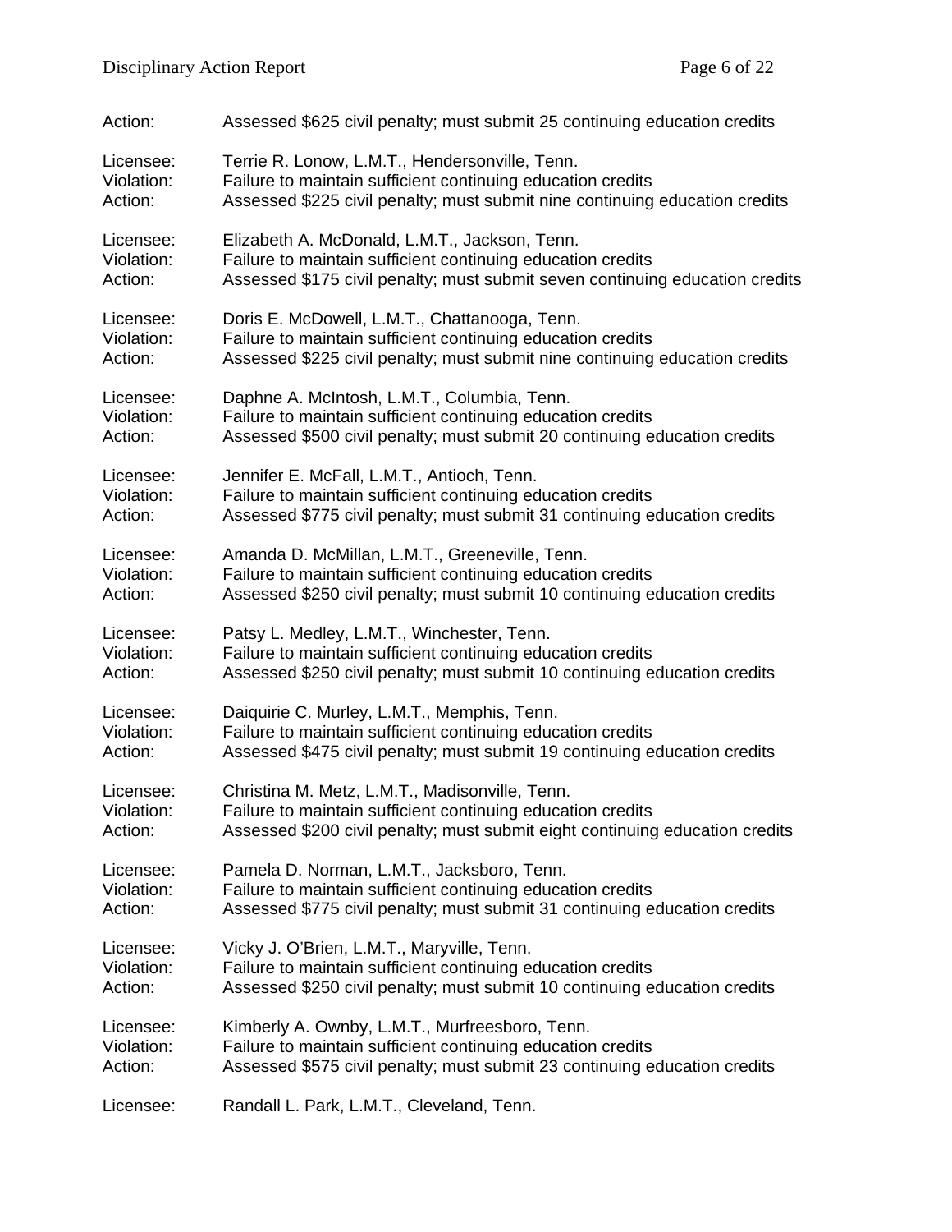Action: Assessed $625 civil penalty; must submit 25 continuing education credits

Licensee: Terrie R. Lonow, L.M.T., Hendersonville, Tenn.
Violation: Failure to maintain sufficient continuing education credits
Action: Assessed $225 civil penalty; must submit nine continuing education credits

Licensee: Elizabeth A. McDonald, L.M.T., Jackson, Tenn.
Violation: Failure to maintain sufficient continuing education credits
Action: Assessed $175 civil penalty; must submit seven continuing education credits

Licensee: Doris E. McDowell, L.M.T., Chattanooga, Tenn.
Violation: Failure to maintain sufficient continuing education credits
Action: Assessed $225 civil penalty; must submit nine continuing education credits

Licensee: Daphne A. McIntosh, L.M.T., Columbia, Tenn.
Violation: Failure to maintain sufficient continuing education credits
Action: Assessed $500 civil penalty; must submit 20 continuing education credits

Licensee: Jennifer E. McFall, L.M.T., Antioch, Tenn.
Violation: Failure to maintain sufficient continuing education credits
Action: Assessed $775 civil penalty; must submit 31 continuing education credits

Licensee: Amanda D. McMillan, L.M.T., Greeneville, Tenn.
Violation: Failure to maintain sufficient continuing education credits
Action: Assessed $250 civil penalty; must submit 10 continuing education credits

Licensee: Patsy L. Medley, L.M.T., Winchester, Tenn.
Violation: Failure to maintain sufficient continuing education credits
Action: Assessed $250 civil penalty; must submit 10 continuing education credits

Licensee: Daiquirie C. Murley, L.M.T., Memphis, Tenn.
Violation: Failure to maintain sufficient continuing education credits
Action: Assessed $475 civil penalty; must submit 19 continuing education credits

Licensee: Christina M. Metz, L.M.T., Madisonville, Tenn.
Violation: Failure to maintain sufficient continuing education credits
Action: Assessed $200 civil penalty; must submit eight continuing education credits

Licensee: Pamela D. Norman, L.M.T., Jacksboro, Tenn.
Violation: Failure to maintain sufficient continuing education credits
Action: Assessed $775 civil penalty; must submit 31 continuing education credits

Licensee: Vicky J. O'Brien, L.M.T., Maryville, Tenn.
Violation: Failure to maintain sufficient continuing education credits
Action: Assessed $250 civil penalty; must submit 10 continuing education credits

Licensee: Kimberly A. Ownby, L.M.T., Murfreesboro, Tenn.
Violation: Failure to maintain sufficient continuing education credits
Action: Assessed $575 civil penalty; must submit 23 continuing education credits

Licensee: Randall L. Park, L.M.T., Cleveland, Tenn.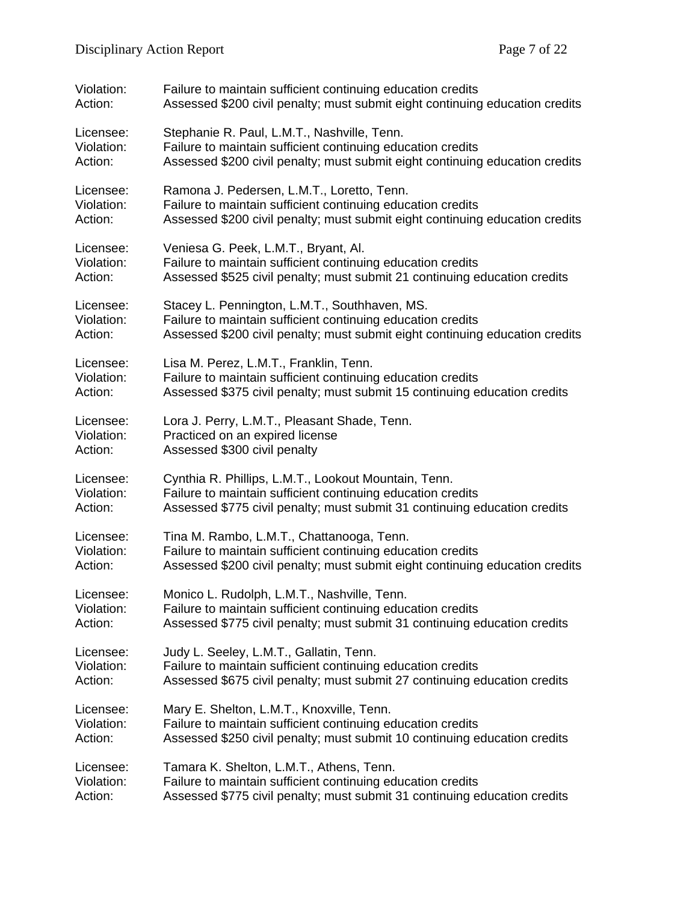Violation: Failure to maintain sufficient continuing education credits
Action: Assessed $200 civil penalty; must submit eight continuing education credits

Licensee: Stephanie R. Paul, L.M.T., Nashville, Tenn.
Violation: Failure to maintain sufficient continuing education credits
Action: Assessed $200 civil penalty; must submit eight continuing education credits

Licensee: Ramona J. Pedersen, L.M.T., Loretto, Tenn.
Violation: Failure to maintain sufficient continuing education credits
Action: Assessed $200 civil penalty; must submit eight continuing education credits

Licensee: Veniesa G. Peek, L.M.T., Bryant, Al.
Violation: Failure to maintain sufficient continuing education credits
Action: Assessed $525 civil penalty; must submit 21 continuing education credits

Licensee: Stacey L. Pennington, L.M.T., Southhaven, MS.
Violation: Failure to maintain sufficient continuing education credits
Action: Assessed $200 civil penalty; must submit eight continuing education credits

Licensee: Lisa M. Perez, L.M.T., Franklin, Tenn.
Violation: Failure to maintain sufficient continuing education credits
Action: Assessed $375 civil penalty; must submit 15 continuing education credits

Licensee: Lora J. Perry, L.M.T., Pleasant Shade, Tenn.
Violation: Practiced on an expired license
Action: Assessed $300 civil penalty

Licensee: Cynthia R. Phillips, L.M.T., Lookout Mountain, Tenn.
Violation: Failure to maintain sufficient continuing education credits
Action: Assessed $775 civil penalty; must submit 31 continuing education credits

Licensee: Tina M. Rambo, L.M.T., Chattanooga, Tenn.
Violation: Failure to maintain sufficient continuing education credits
Action: Assessed $200 civil penalty; must submit eight continuing education credits

Licensee: Monico L. Rudolph, L.M.T., Nashville, Tenn.
Violation: Failure to maintain sufficient continuing education credits
Action: Assessed $775 civil penalty; must submit 31 continuing education credits

Licensee: Judy L. Seeley, L.M.T., Gallatin, Tenn.
Violation: Failure to maintain sufficient continuing education credits
Action: Assessed $675 civil penalty; must submit 27 continuing education credits

Licensee: Mary E. Shelton, L.M.T., Knoxville, Tenn.
Violation: Failure to maintain sufficient continuing education credits
Action: Assessed $250 civil penalty; must submit 10 continuing education credits

Licensee: Tamara K. Shelton, L.M.T., Athens, Tenn.
Violation: Failure to maintain sufficient continuing education credits
Action: Assessed $775 civil penalty; must submit 31 continuing education credits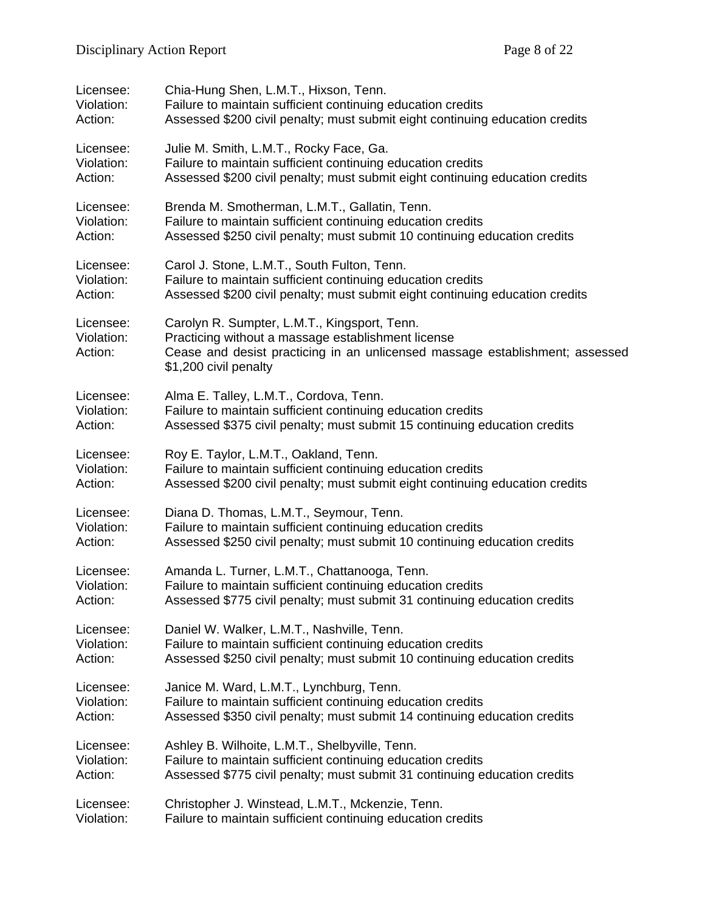Licensee: Chia-Hung Shen, L.M.T., Hixson, Tenn.
Violation: Failure to maintain sufficient continuing education credits
Action: Assessed $200 civil penalty; must submit eight continuing education credits

Licensee: Julie M. Smith, L.M.T., Rocky Face, Ga.
Violation: Failure to maintain sufficient continuing education credits
Action: Assessed $200 civil penalty; must submit eight continuing education credits

Licensee: Brenda M. Smotherman, L.M.T., Gallatin, Tenn.
Violation: Failure to maintain sufficient continuing education credits
Action: Assessed $250 civil penalty; must submit 10 continuing education credits

Licensee: Carol J. Stone, L.M.T., South Fulton, Tenn.
Violation: Failure to maintain sufficient continuing education credits
Action: Assessed $200 civil penalty; must submit eight continuing education credits

Licensee: Carolyn R. Sumpter, L.M.T., Kingsport, Tenn.
Violation: Practicing without a massage establishment license
Action: Cease and desist practicing in an unlicensed massage establishment; assessed $1,200 civil penalty

Licensee: Alma E. Talley, L.M.T., Cordova, Tenn.
Violation: Failure to maintain sufficient continuing education credits
Action: Assessed $375 civil penalty; must submit 15 continuing education credits

Licensee: Roy E. Taylor, L.M.T., Oakland, Tenn.
Violation: Failure to maintain sufficient continuing education credits
Action: Assessed $200 civil penalty; must submit eight continuing education credits

Licensee: Diana D. Thomas, L.M.T., Seymour, Tenn.
Violation: Failure to maintain sufficient continuing education credits
Action: Assessed $250 civil penalty; must submit 10 continuing education credits

Licensee: Amanda L. Turner, L.M.T., Chattanooga, Tenn.
Violation: Failure to maintain sufficient continuing education credits
Action: Assessed $775 civil penalty; must submit 31 continuing education credits

Licensee: Daniel W. Walker, L.M.T., Nashville, Tenn.
Violation: Failure to maintain sufficient continuing education credits
Action: Assessed $250 civil penalty; must submit 10 continuing education credits

Licensee: Janice M. Ward, L.M.T., Lynchburg, Tenn.
Violation: Failure to maintain sufficient continuing education credits
Action: Assessed $350 civil penalty; must submit 14 continuing education credits

Licensee: Ashley B. Wilhoite, L.M.T., Shelbyville, Tenn.
Violation: Failure to maintain sufficient continuing education credits
Action: Assessed $775 civil penalty; must submit 31 continuing education credits

Licensee: Christopher J. Winstead, L.M.T., Mckenzie, Tenn.
Violation: Failure to maintain sufficient continuing education credits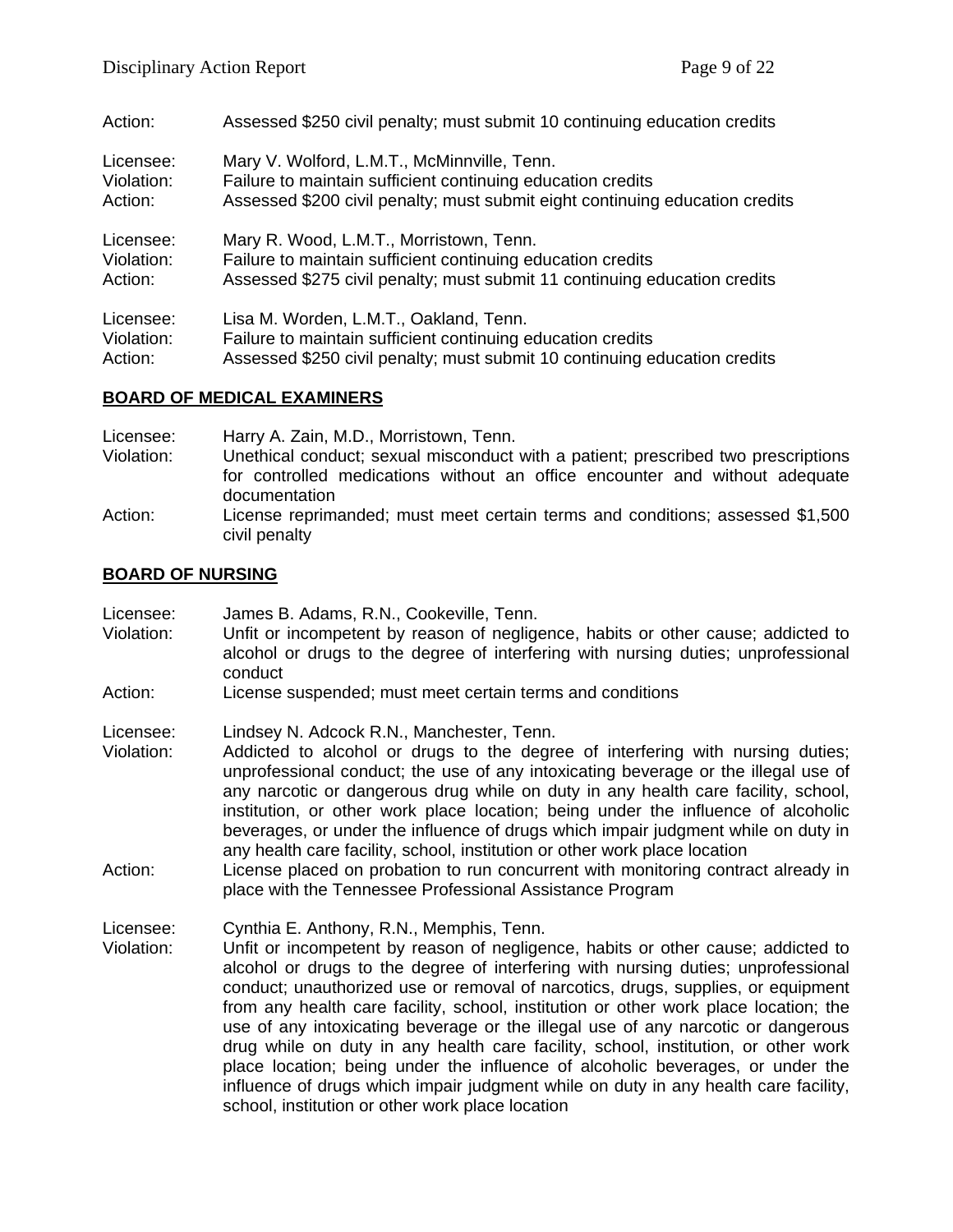Action: Assessed $250 civil penalty; must submit 10 continuing education credits

Licensee: Mary V. Wolford, L.M.T., McMinnville, Tenn.
Violation: Failure to maintain sufficient continuing education credits
Action: Assessed $200 civil penalty; must submit eight continuing education credits

Licensee: Mary R. Wood, L.M.T., Morristown, Tenn.
Violation: Failure to maintain sufficient continuing education credits
Action: Assessed $275 civil penalty; must submit 11 continuing education credits

Licensee: Lisa M. Worden, L.M.T., Oakland, Tenn.
Violation: Failure to maintain sufficient continuing education credits
Action: Assessed $250 civil penalty; must submit 10 continuing education credits

**BOARD OF MEDICAL EXAMINERS**

Licensee: Harry A. Zain, M.D., Morristown, Tenn.
Violation: Unethical conduct; sexual misconduct with a patient; prescribed two prescriptions for controlled medications without an office encounter and without adequate documentation
Action: License reprimanded; must meet certain terms and conditions; assessed $1,500 civil penalty

**BOARD OF NURSING**

Licensee: James B. Adams, R.N., Cookeville, Tenn.
Violation: Unfit or incompetent by reason of negligence, habits or other cause; addicted to alcohol or drugs to the degree of interfering with nursing duties; unprofessional conduct
Action: License suspended; must meet certain terms and conditions

Licensee: Lindsey N. Adcock R.N., Manchester, Tenn.
Violation: Addicted to alcohol or drugs to the degree of interfering with nursing duties; unprofessional conduct; the use of any intoxicating beverage or the illegal use of any narcotic or dangerous drug while on duty in any health care facility, school, institution, or other work place location; being under the influence of alcoholic beverages, or under the influence of drugs which impair judgment while on duty in any health care facility, school, institution or other work place location
Action: License placed on probation to run concurrent with monitoring contract already in place with the Tennessee Professional Assistance Program

Licensee: Cynthia E. Anthony, R.N., Memphis, Tenn.
Violation: Unfit or incompetent by reason of negligence, habits or other cause; addicted to alcohol or drugs to the degree of interfering with nursing duties; unprofessional conduct; unauthorized use or removal of narcotics, drugs, supplies, or equipment from any health care facility, school, institution or other work place location; the use of any intoxicating beverage or the illegal use of any narcotic or dangerous drug while on duty in any health care facility, school, institution, or other work place location; being under the influence of alcoholic beverages, or under the influence of drugs which impair judgment while on duty in any health care facility, school, institution or other work place location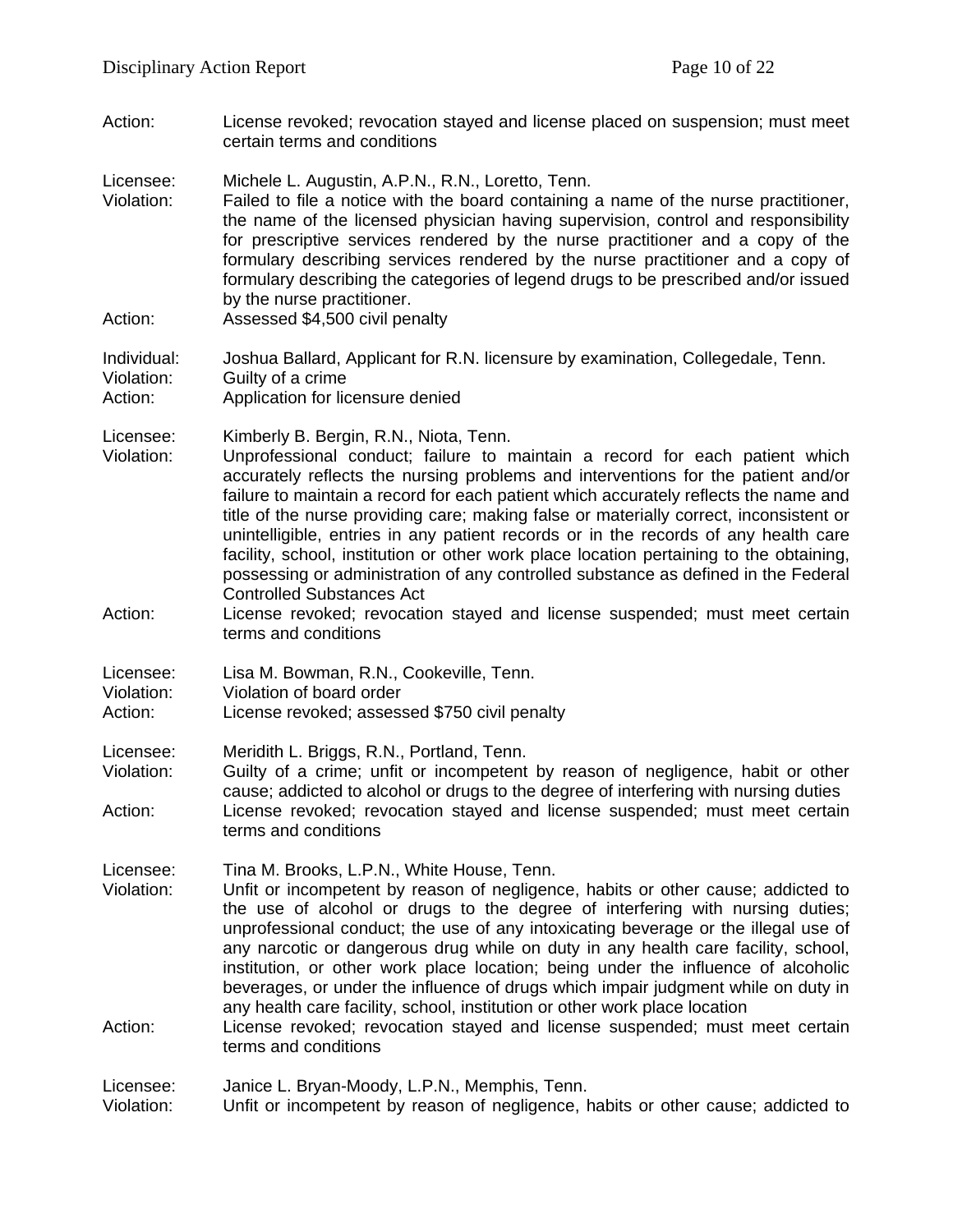Action: License revoked; revocation stayed and license placed on suspension; must meet certain terms and conditions

Licensee: Michele L. Augustin, A.P.N., R.N., Loretto, Tenn.
Violation: Failed to file a notice with the board containing a name of the nurse practitioner, the name of the licensed physician having supervision, control and responsibility for prescriptive services rendered by the nurse practitioner and a copy of the formulary describing services rendered by the nurse practitioner and a copy of formulary describing the categories of legend drugs to be prescribed and/or issued by the nurse practitioner.
Action: Assessed $4,500 civil penalty

Individual: Joshua Ballard, Applicant for R.N. licensure by examination, Collegedale, Tenn.
Violation: Guilty of a crime
Action: Application for licensure denied

Licensee: Kimberly B. Bergin, R.N., Niota, Tenn.
Violation: Unprofessional conduct; failure to maintain a record for each patient which accurately reflects the nursing problems and interventions for the patient and/or failure to maintain a record for each patient which accurately reflects the name and title of the nurse providing care; making false or materially correct, inconsistent or unintelligible, entries in any patient records or in the records of any health care facility, school, institution or other work place location pertaining to the obtaining, possessing or administration of any controlled substance as defined in the Federal Controlled Substances Act
Action: License revoked; revocation stayed and license suspended; must meet certain terms and conditions

Licensee: Lisa M. Bowman, R.N., Cookeville, Tenn.
Violation: Violation of board order
Action: License revoked; assessed $750 civil penalty

Licensee: Meridith L. Briggs, R.N., Portland, Tenn.
Violation: Guilty of a crime; unfit or incompetent by reason of negligence, habit or other cause; addicted to alcohol or drugs to the degree of interfering with nursing duties
Action: License revoked; revocation stayed and license suspended; must meet certain terms and conditions

Licensee: Tina M. Brooks, L.P.N., White House, Tenn.
Violation: Unfit or incompetent by reason of negligence, habits or other cause; addicted to the use of alcohol or drugs to the degree of interfering with nursing duties; unprofessional conduct; the use of any intoxicating beverage or the illegal use of any narcotic or dangerous drug while on duty in any health care facility, school, institution, or other work place location; being under the influence of alcoholic beverages, or under the influence of drugs which impair judgment while on duty in any health care facility, school, institution or other work place location
Action: License revoked; revocation stayed and license suspended; must meet certain terms and conditions

Licensee: Janice L. Bryan-Moody, L.P.N., Memphis, Tenn.
Violation: Unfit or incompetent by reason of negligence, habits or other cause; addicted to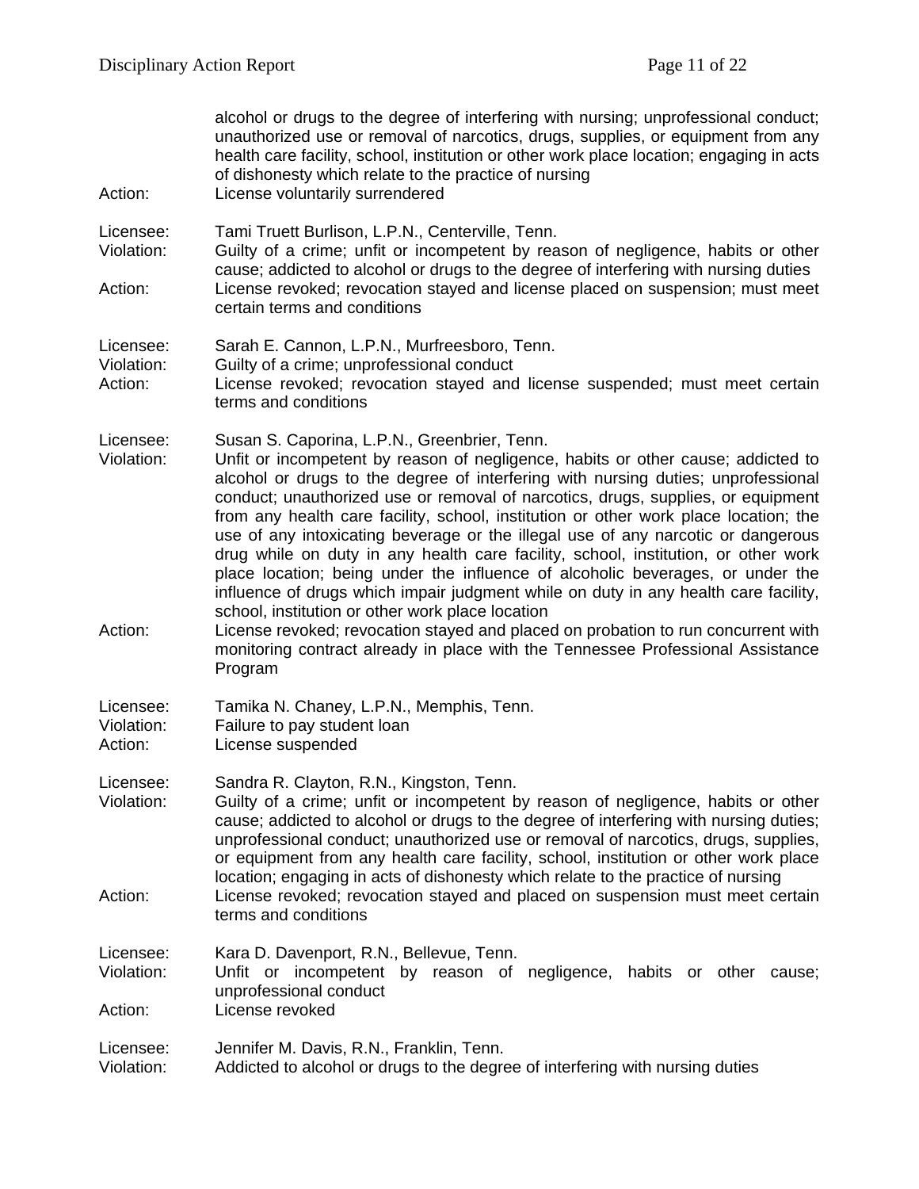alcohol or drugs to the degree of interfering with nursing; unprofessional conduct; unauthorized use or removal of narcotics, drugs, supplies, or equipment from any health care facility, school, institution or other work place location; engaging in acts of dishonesty which relate to the practice of nursing
Action: License voluntarily surrendered

Licensee: Tami Truett Burlison, L.P.N., Centerville, Tenn.
Violation: Guilty of a crime; unfit or incompetent by reason of negligence, habits or other cause; addicted to alcohol or drugs to the degree of interfering with nursing duties
Action: License revoked; revocation stayed and license placed on suspension; must meet certain terms and conditions

Licensee: Sarah E. Cannon, L.P.N., Murfreesboro, Tenn.
Violation: Guilty of a crime; unprofessional conduct
Action: License revoked; revocation stayed and license suspended; must meet certain terms and conditions

Licensee: Susan S. Caporina, L.P.N., Greenbrier, Tenn.
Violation: Unfit or incompetent by reason of negligence, habits or other cause; addicted to alcohol or drugs to the degree of interfering with nursing duties; unprofessional conduct; unauthorized use or removal of narcotics, drugs, supplies, or equipment from any health care facility, school, institution or other work place location; the use of any intoxicating beverage or the illegal use of any narcotic or dangerous drug while on duty in any health care facility, school, institution, or other work place location; being under the influence of alcoholic beverages, or under the influence of drugs which impair judgment while on duty in any health care facility, school, institution or other work place location
Action: License revoked; revocation stayed and placed on probation to run concurrent with monitoring contract already in place with the Tennessee Professional Assistance Program

Licensee: Tamika N. Chaney, L.P.N., Memphis, Tenn.
Violation: Failure to pay student loan
Action: License suspended

Licensee: Sandra R. Clayton, R.N., Kingston, Tenn.
Violation: Guilty of a crime; unfit or incompetent by reason of negligence, habits or other cause; addicted to alcohol or drugs to the degree of interfering with nursing duties; unprofessional conduct; unauthorized use or removal of narcotics, drugs, supplies, or equipment from any health care facility, school, institution or other work place location; engaging in acts of dishonesty which relate to the practice of nursing
Action: License revoked; revocation stayed and placed on suspension must meet certain terms and conditions

Licensee: Kara D. Davenport, R.N., Bellevue, Tenn.
Violation: Unfit or incompetent by reason of negligence, habits or other cause; unprofessional conduct
Action: License revoked

Licensee: Jennifer M. Davis, R.N., Franklin, Tenn.
Violation: Addicted to alcohol or drugs to the degree of interfering with nursing duties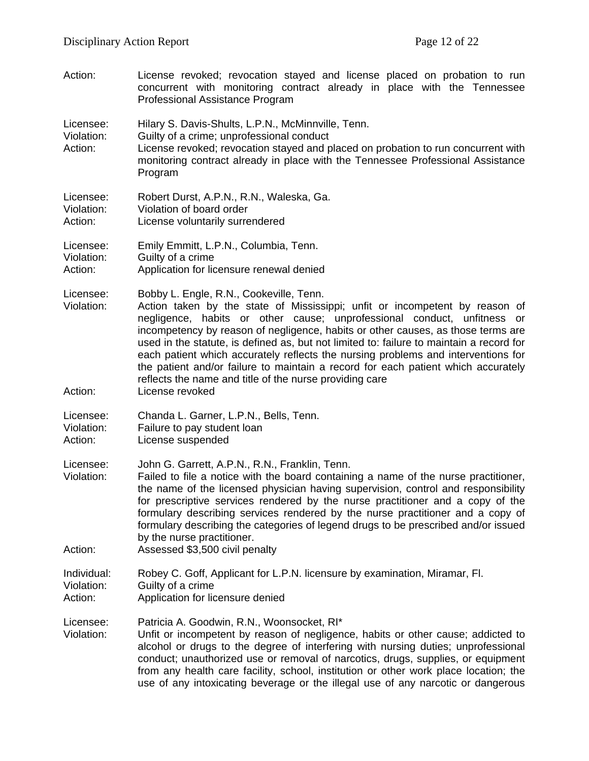Action: License revoked; revocation stayed and license placed on probation to run concurrent with monitoring contract already in place with the Tennessee Professional Assistance Program

Licensee: Hilary S. Davis-Shults, L.P.N., McMinnville, Tenn.
Violation: Guilty of a crime; unprofessional conduct
Action: License revoked; revocation stayed and placed on probation to run concurrent with monitoring contract already in place with the Tennessee Professional Assistance Program

Licensee: Robert Durst, A.P.N., R.N., Waleska, Ga.
Violation: Violation of board order
Action: License voluntarily surrendered

Licensee: Emily Emmitt, L.P.N., Columbia, Tenn.
Violation: Guilty of a crime
Action: Application for licensure renewal denied

Licensee: Bobby L. Engle, R.N., Cookeville, Tenn.
Violation: Action taken by the state of Mississippi; unfit or incompetent by reason of negligence, habits or other cause; unprofessional conduct, unfitness or incompetency by reason of negligence, habits or other causes, as those terms are used in the statute, is defined as, but not limited to: failure to maintain a record for each patient which accurately reflects the nursing problems and interventions for the patient and/or failure to maintain a record for each patient which accurately reflects the name and title of the nurse providing care
Action: License revoked

Licensee: Chanda L. Garner, L.P.N., Bells, Tenn.
Violation: Failure to pay student loan
Action: License suspended

Licensee: John G. Garrett, A.P.N., R.N., Franklin, Tenn.
Violation: Failed to file a notice with the board containing a name of the nurse practitioner, the name of the licensed physician having supervision, control and responsibility for prescriptive services rendered by the nurse practitioner and a copy of the formulary describing services rendered by the nurse practitioner and a copy of formulary describing the categories of legend drugs to be prescribed and/or issued by the nurse practitioner.
Action: Assessed $3,500 civil penalty

Individual: Robey C. Goff, Applicant for L.P.N. licensure by examination, Miramar, Fl.
Violation: Guilty of a crime
Action: Application for licensure denied

Licensee: Patricia A. Goodwin, R.N., Woonsocket, RI*
Violation: Unfit or incompetent by reason of negligence, habits or other cause; addicted to alcohol or drugs to the degree of interfering with nursing duties; unprofessional conduct; unauthorized use or removal of narcotics, drugs, supplies, or equipment from any health care facility, school, institution or other work place location; the use of any intoxicating beverage or the illegal use of any narcotic or dangerous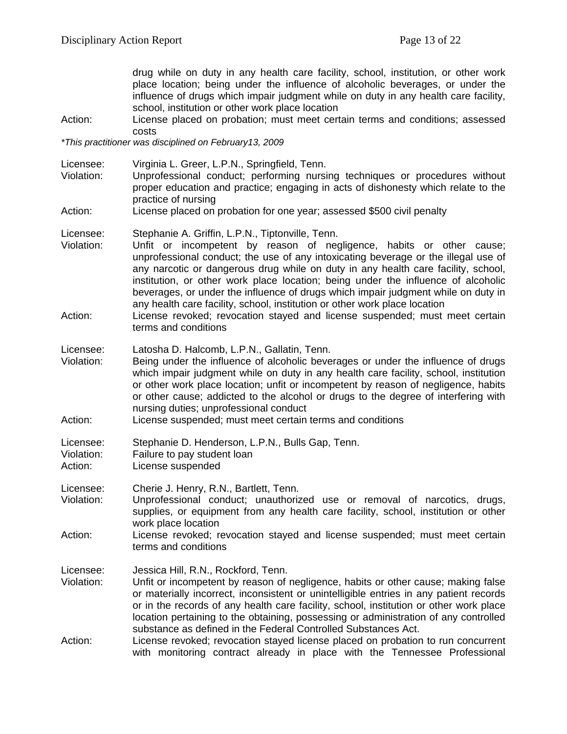drug while on duty in any health care facility, school, institution, or other work place location; being under the influence of alcoholic beverages, or under the influence of drugs which impair judgment while on duty in any health care facility, school, institution or other work place location

Action: License placed on probation; must meet certain terms and conditions; assessed costs

*This practitioner was disciplined on February13, 2009*

Licensee: Virginia L. Greer, L.P.N., Springfield, Tenn.
Violation: Unprofessional conduct; performing nursing techniques or procedures without proper education and practice; engaging in acts of dishonesty which relate to the practice of nursing
Action: License placed on probation for one year; assessed $500 civil penalty

Licensee: Stephanie A. Griffin, L.P.N., Tiptonville, Tenn.
Violation: Unfit or incompetent by reason of negligence, habits or other cause; unprofessional conduct; the use of any intoxicating beverage or the illegal use of any narcotic or dangerous drug while on duty in any health care facility, school, institution, or other work place location; being under the influence of alcoholic beverages, or under the influence of drugs which impair judgment while on duty in any health care facility, school, institution or other work place location
Action: License revoked; revocation stayed and license suspended; must meet certain terms and conditions

Licensee: Latosha D. Halcomb, L.P.N., Gallatin, Tenn.
Violation: Being under the influence of alcoholic beverages or under the influence of drugs which impair judgment while on duty in any health care facility, school, institution or other work place location; unfit or incompetent by reason of negligence, habits or other cause; addicted to the alcohol or drugs to the degree of interfering with nursing duties; unprofessional conduct
Action: License suspended; must meet certain terms and conditions

Licensee: Stephanie D. Henderson, L.P.N., Bulls Gap, Tenn.
Violation: Failure to pay student loan
Action: License suspended

Licensee: Cherie J. Henry, R.N., Bartlett, Tenn.
Violation: Unprofessional conduct; unauthorized use or removal of narcotics, drugs, supplies, or equipment from any health care facility, school, institution or other work place location
Action: License revoked; revocation stayed and license suspended; must meet certain terms and conditions

Licensee: Jessica Hill, R.N., Rockford, Tenn.
Violation: Unfit or incompetent by reason of negligence, habits or other cause; making false or materially incorrect, inconsistent or unintelligible entries in any patient records or in the records of any health care facility, school, institution or other work place location pertaining to the obtaining, possessing or administration of any controlled substance as defined in the Federal Controlled Substances Act.
Action: License revoked; revocation stayed license placed on probation to run concurrent with monitoring contract already in place with the Tennessee Professional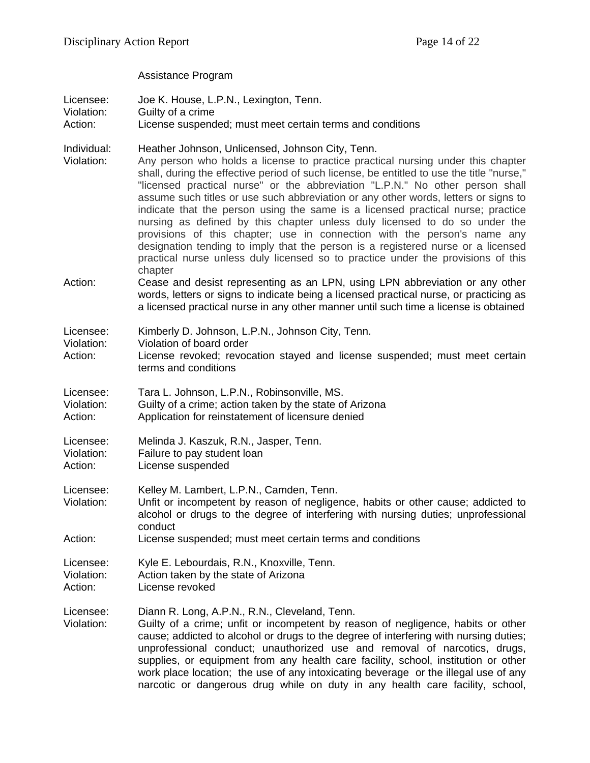Assistance Program

Licensee: Joe K. House, L.P.N., Lexington, Tenn.
Violation: Guilty of a crime
Action: License suspended; must meet certain terms and conditions

Individual: Heather Johnson, Unlicensed, Johnson City, Tenn.
Violation: Any person who holds a license to practice practical nursing under this chapter shall, during the effective period of such license, be entitled to use the title "nurse," "licensed practical nurse" or the abbreviation "L.P.N." No other person shall assume such titles or use such abbreviation or any other words, letters or signs to indicate that the person using the same is a licensed practical nurse; practice nursing as defined by this chapter unless duly licensed to do so under the provisions of this chapter; use in connection with the person's name any designation tending to imply that the person is a registered nurse or a licensed practical nurse unless duly licensed so to practice under the provisions of this chapter
Action: Cease and desist representing as an LPN, using LPN abbreviation or any other words, letters or signs to indicate being a licensed practical nurse, or practicing as a licensed practical nurse in any other manner until such time a license is obtained

Licensee: Kimberly D. Johnson, L.P.N., Johnson City, Tenn.
Violation: Violation of board order
Action: License revoked; revocation stayed and license suspended; must meet certain terms and conditions

Licensee: Tara L. Johnson, L.P.N., Robinsonville, MS.
Violation: Guilty of a crime; action taken by the state of Arizona
Action: Application for reinstatement of licensure denied

Licensee: Melinda J. Kaszuk, R.N., Jasper, Tenn.
Violation: Failure to pay student loan
Action: License suspended

Licensee: Kelley M. Lambert, L.P.N., Camden, Tenn.
Violation: Unfit or incompetent by reason of negligence, habits or other cause; addicted to alcohol or drugs to the degree of interfering with nursing duties; unprofessional conduct
Action: License suspended; must meet certain terms and conditions

Licensee: Kyle E. Lebourdais, R.N., Knoxville, Tenn.
Violation: Action taken by the state of Arizona
Action: License revoked

Licensee: Diann R. Long, A.P.N., R.N., Cleveland, Tenn.
Violation: Guilty of a crime; unfit or incompetent by reason of negligence, habits or other cause; addicted to alcohol or drugs to the degree of interfering with nursing duties; unprofessional conduct; unauthorized use and removal of narcotics, drugs, supplies, or equipment from any health care facility, school, institution or other work place location; the use of any intoxicating beverage or the illegal use of any narcotic or dangerous drug while on duty in any health care facility, school,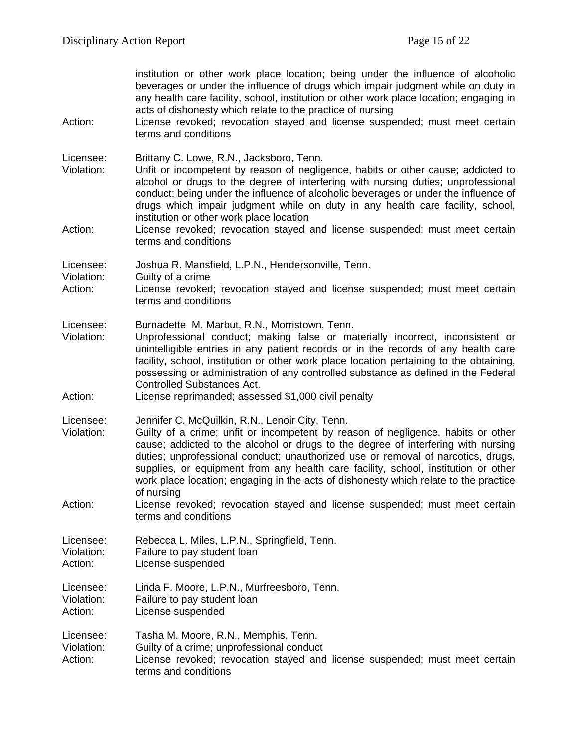institution or other work place location; being under the influence of alcoholic beverages or under the influence of drugs which impair judgment while on duty in any health care facility, school, institution or other work place location; engaging in acts of dishonesty which relate to the practice of nursing

Action: License revoked; revocation stayed and license suspended; must meet certain terms and conditions

Licensee: Brittany C. Lowe, R.N., Jacksboro, Tenn.
Violation: Unfit or incompetent by reason of negligence, habits or other cause; addicted to alcohol or drugs to the degree of interfering with nursing duties; unprofessional conduct; being under the influence of alcoholic beverages or under the influence of drugs which impair judgment while on duty in any health care facility, school, institution or other work place location
Action: License revoked; revocation stayed and license suspended; must meet certain terms and conditions

Licensee: Joshua R. Mansfield, L.P.N., Hendersonville, Tenn.
Violation: Guilty of a crime
Action: License revoked; revocation stayed and license suspended; must meet certain terms and conditions

Licensee: Burnadette M. Marbut, R.N., Morristown, Tenn.
Violation: Unprofessional conduct; making false or materially incorrect, inconsistent or unintelligible entries in any patient records or in the records of any health care facility, school, institution or other work place location pertaining to the obtaining, possessing or administration of any controlled substance as defined in the Federal Controlled Substances Act.
Action: License reprimanded; assessed $1,000 civil penalty

Licensee: Jennifer C. McQuilkin, R.N., Lenoir City, Tenn.
Violation: Guilty of a crime; unfit or incompetent by reason of negligence, habits or other cause; addicted to the alcohol or drugs to the degree of interfering with nursing duties; unprofessional conduct; unauthorized use or removal of narcotics, drugs, supplies, or equipment from any health care facility, school, institution or other work place location; engaging in the acts of dishonesty which relate to the practice of nursing
Action: License revoked; revocation stayed and license suspended; must meet certain terms and conditions

Licensee: Rebecca L. Miles, L.P.N., Springfield, Tenn.
Violation: Failure to pay student loan
Action: License suspended

Licensee: Linda F. Moore, L.P.N., Murfreesboro, Tenn.
Violation: Failure to pay student loan
Action: License suspended

Licensee: Tasha M. Moore, R.N., Memphis, Tenn.
Violation: Guilty of a crime; unprofessional conduct
Action: License revoked; revocation stayed and license suspended; must meet certain terms and conditions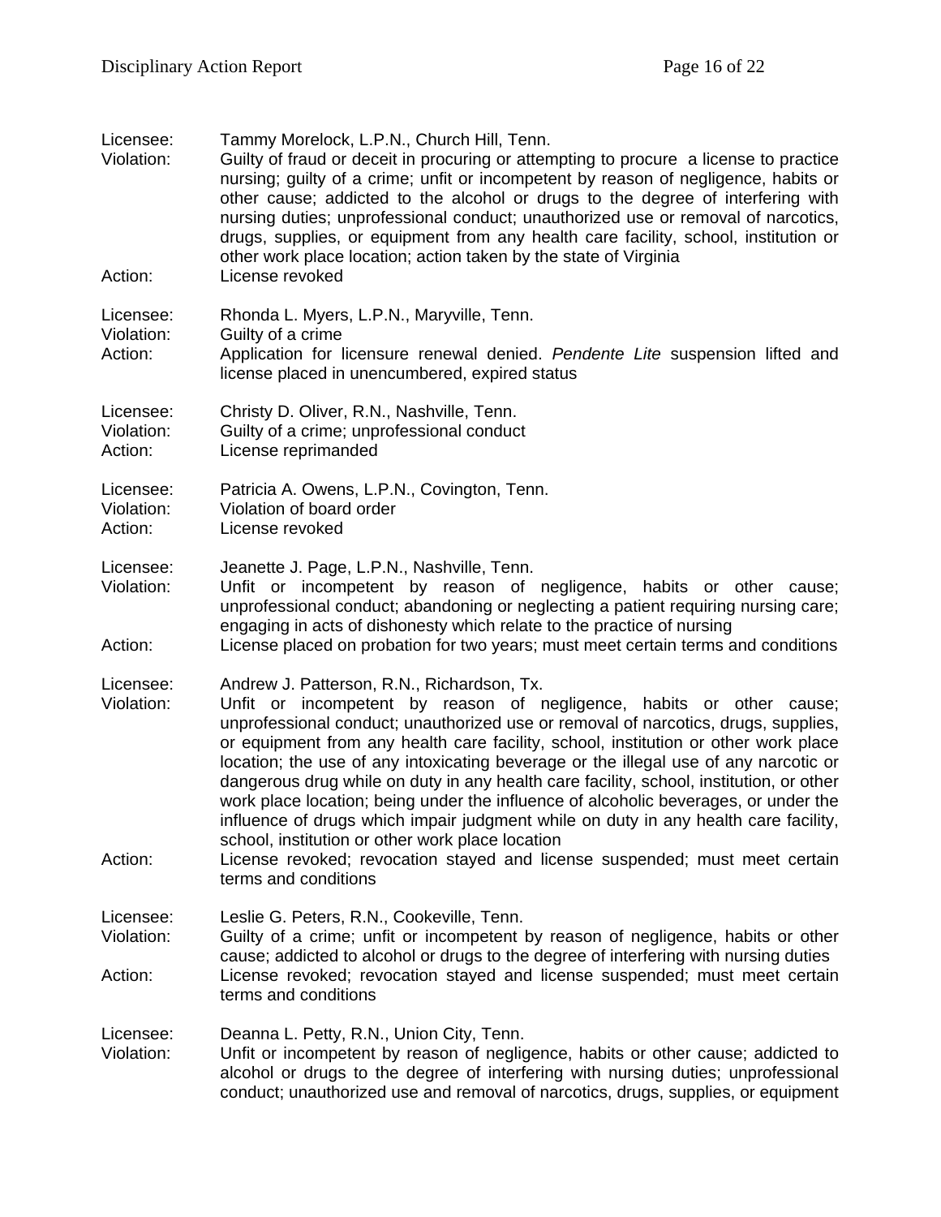Licensee: Tammy Morelock, L.P.N., Church Hill, Tenn.
Violation: Guilty of fraud or deceit in procuring or attempting to procure a license to practice nursing; guilty of a crime; unfit or incompetent by reason of negligence, habits or other cause; addicted to the alcohol or drugs to the degree of interfering with nursing duties; unprofessional conduct; unauthorized use or removal of narcotics, drugs, supplies, or equipment from any health care facility, school, institution or other work place location; action taken by the state of Virginia
Action: License revoked

Licensee: Rhonda L. Myers, L.P.N., Maryville, Tenn.
Violation: Guilty of a crime
Action: Application for licensure renewal denied. *Pendente Lite* suspension lifted and license placed in unencumbered, expired status

Licensee: Christy D. Oliver, R.N., Nashville, Tenn.
Violation: Guilty of a crime; unprofessional conduct
Action: License reprimanded

Licensee: Patricia A. Owens, L.P.N., Covington, Tenn.
Violation: Violation of board order
Action: License revoked

Licensee: Jeanette J. Page, L.P.N., Nashville, Tenn.
Violation: Unfit or incompetent by reason of negligence, habits or other cause; unprofessional conduct; abandoning or neglecting a patient requiring nursing care; engaging in acts of dishonesty which relate to the practice of nursing
Action: License placed on probation for two years; must meet certain terms and conditions

Licensee: Andrew J. Patterson, R.N., Richardson, Tx.
Violation: Unfit or incompetent by reason of negligence, habits or other cause; unprofessional conduct; unauthorized use or removal of narcotics, drugs, supplies, or equipment from any health care facility, school, institution or other work place location; the use of any intoxicating beverage or the illegal use of any narcotic or dangerous drug while on duty in any health care facility, school, institution, or other work place location; being under the influence of alcoholic beverages, or under the influence of drugs which impair judgment while on duty in any health care facility, school, institution or other work place location
Action: License revoked; revocation stayed and license suspended; must meet certain terms and conditions

Licensee: Leslie G. Peters, R.N., Cookeville, Tenn.
Violation: Guilty of a crime; unfit or incompetent by reason of negligence, habits or other cause; addicted to alcohol or drugs to the degree of interfering with nursing duties
Action: License revoked; revocation stayed and license suspended; must meet certain terms and conditions

Licensee: Deanna L. Petty, R.N., Union City, Tenn.
Violation: Unfit or incompetent by reason of negligence, habits or other cause; addicted to alcohol or drugs to the degree of interfering with nursing duties; unprofessional conduct; unauthorized use and removal of narcotics, drugs, supplies, or equipment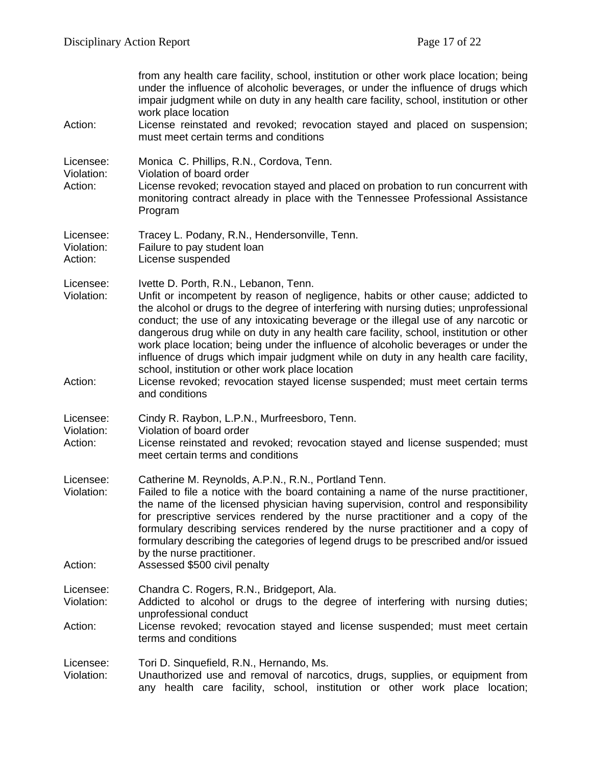from any health care facility, school, institution or other work place location; being under the influence of alcoholic beverages, or under the influence of drugs which impair judgment while on duty in any health care facility, school, institution or other work place location

Action: License reinstated and revoked; revocation stayed and placed on suspension; must meet certain terms and conditions

Licensee: Monica C. Phillips, R.N., Cordova, Tenn.
Violation: Violation of board order
Action: License revoked; revocation stayed and placed on probation to run concurrent with monitoring contract already in place with the Tennessee Professional Assistance Program

Licensee: Tracey L. Podany, R.N., Hendersonville, Tenn.
Violation: Failure to pay student loan
Action: License suspended

Licensee: Ivette D. Porth, R.N., Lebanon, Tenn.
Violation: Unfit or incompetent by reason of negligence, habits or other cause; addicted to the alcohol or drugs to the degree of interfering with nursing duties; unprofessional conduct; the use of any intoxicating beverage or the illegal use of any narcotic or dangerous drug while on duty in any health care facility, school, institution or other work place location; being under the influence of alcoholic beverages or under the influence of drugs which impair judgment while on duty in any health care facility, school, institution or other work place location
Action: License revoked; revocation stayed license suspended; must meet certain terms and conditions

Licensee: Cindy R. Raybon, L.P.N., Murfreesboro, Tenn.
Violation: Violation of board order
Action: License reinstated and revoked; revocation stayed and license suspended; must meet certain terms and conditions

Licensee: Catherine M. Reynolds, A.P.N., R.N., Portland Tenn.
Violation: Failed to file a notice with the board containing a name of the nurse practitioner, the name of the licensed physician having supervision, control and responsibility for prescriptive services rendered by the nurse practitioner and a copy of the formulary describing services rendered by the nurse practitioner and a copy of formulary describing the categories of legend drugs to be prescribed and/or issued by the nurse practitioner.
Action: Assessed $500 civil penalty

Licensee: Chandra C. Rogers, R.N., Bridgeport, Ala.
Violation: Addicted to alcohol or drugs to the degree of interfering with nursing duties; unprofessional conduct
Action: License revoked; revocation stayed and license suspended; must meet certain terms and conditions

Licensee: Tori D. Sinquefield, R.N., Hernando, Ms.
Violation: Unauthorized use and removal of narcotics, drugs, supplies, or equipment from any health care facility, school, institution or other work place location;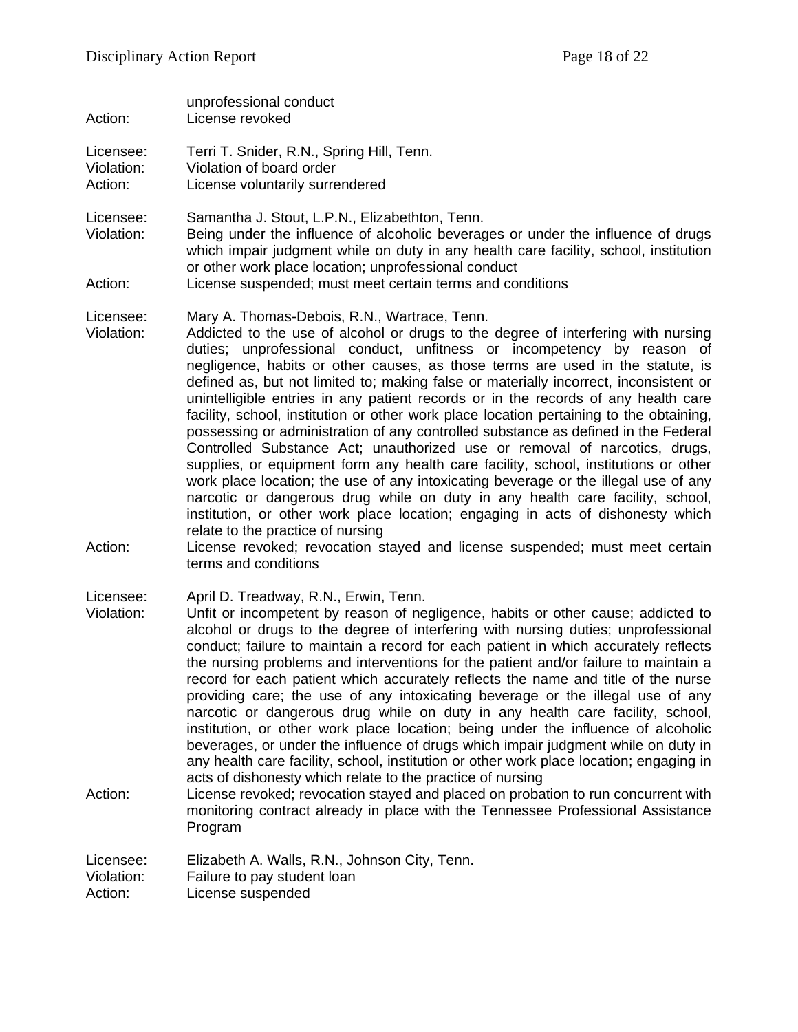unprofessional conduct
Action: License revoked

Licensee: Terri T. Snider, R.N., Spring Hill, Tenn.
Violation: Violation of board order
Action: License voluntarily surrendered

Licensee: Samantha J. Stout, L.P.N., Elizabethton, Tenn.
Violation: Being under the influence of alcoholic beverages or under the influence of drugs which impair judgment while on duty in any health care facility, school, institution or other work place location; unprofessional conduct
Action: License suspended; must meet certain terms and conditions

Licensee: Mary A. Thomas-Debois, R.N., Wartrace, Tenn.
Violation: Addicted to the use of alcohol or drugs to the degree of interfering with nursing duties; unprofessional conduct, unfitness or incompetency by reason of negligence, habits or other causes, as those terms are used in the statute, is defined as, but not limited to; making false or materially incorrect, inconsistent or unintelligible entries in any patient records or in the records of any health care facility, school, institution or other work place location pertaining to the obtaining, possessing or administration of any controlled substance as defined in the Federal Controlled Substance Act; unauthorized use or removal of narcotics, drugs, supplies, or equipment form any health care facility, school, institutions or other work place location; the use of any intoxicating beverage or the illegal use of any narcotic or dangerous drug while on duty in any health care facility, school, institution, or other work place location; engaging in acts of dishonesty which relate to the practice of nursing
Action: License revoked; revocation stayed and license suspended; must meet certain terms and conditions

Licensee: April D. Treadway, R.N., Erwin, Tenn.
Violation: Unfit or incompetent by reason of negligence, habits or other cause; addicted to alcohol or drugs to the degree of interfering with nursing duties; unprofessional conduct; failure to maintain a record for each patient in which accurately reflects the nursing problems and interventions for the patient and/or failure to maintain a record for each patient which accurately reflects the name and title of the nurse providing care; the use of any intoxicating beverage or the illegal use of any narcotic or dangerous drug while on duty in any health care facility, school, institution, or other work place location; being under the influence of alcoholic beverages, or under the influence of drugs which impair judgment while on duty in any health care facility, school, institution or other work place location; engaging in acts of dishonesty which relate to the practice of nursing
Action: License revoked; revocation stayed and placed on probation to run concurrent with monitoring contract already in place with the Tennessee Professional Assistance Program

Licensee: Elizabeth A. Walls, R.N., Johnson City, Tenn.
Violation: Failure to pay student loan
Action: License suspended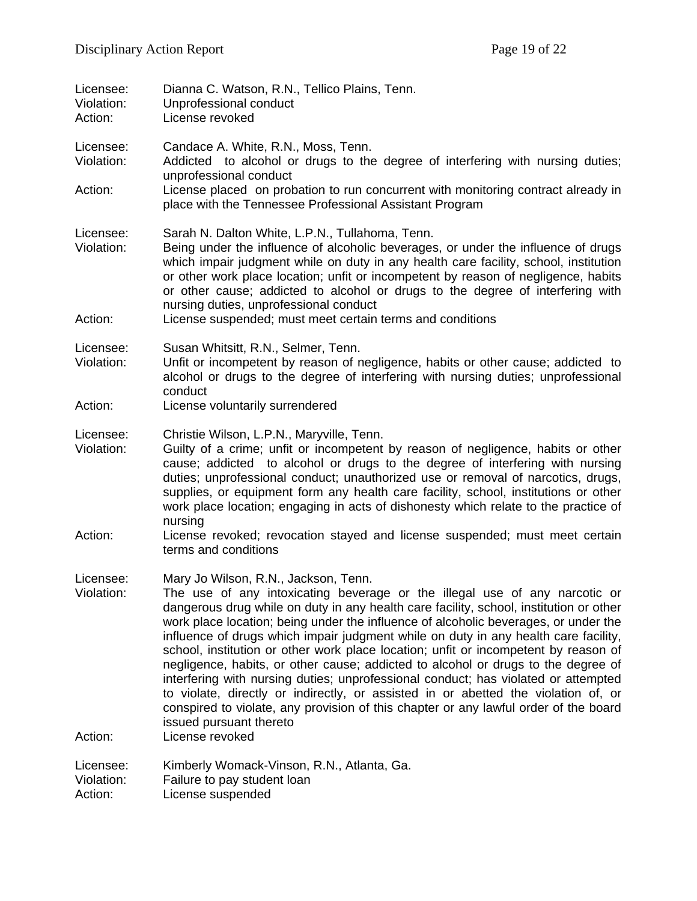Licensee: Dianna C. Watson, R.N., Tellico Plains, Tenn.
Violation: Unprofessional conduct
Action: License revoked

Licensee: Candace A. White, R.N., Moss, Tenn.
Violation: Addicted to alcohol or drugs to the degree of interfering with nursing duties; unprofessional conduct
Action: License placed on probation to run concurrent with monitoring contract already in place with the Tennessee Professional Assistant Program

Licensee: Sarah N. Dalton White, L.P.N., Tullahoma, Tenn.
Violation: Being under the influence of alcoholic beverages, or under the influence of drugs which impair judgment while on duty in any health care facility, school, institution or other work place location; unfit or incompetent by reason of negligence, habits or other cause; addicted to alcohol or drugs to the degree of interfering with nursing duties, unprofessional conduct
Action: License suspended; must meet certain terms and conditions

Licensee: Susan Whitsitt, R.N., Selmer, Tenn.
Violation: Unfit or incompetent by reason of negligence, habits or other cause; addicted to alcohol or drugs to the degree of interfering with nursing duties; unprofessional conduct
Action: License voluntarily surrendered

Licensee: Christie Wilson, L.P.N., Maryville, Tenn.
Violation: Guilty of a crime; unfit or incompetent by reason of negligence, habits or other cause; addicted to alcohol or drugs to the degree of interfering with nursing duties; unprofessional conduct; unauthorized use or removal of narcotics, drugs, supplies, or equipment form any health care facility, school, institutions or other work place location; engaging in acts of dishonesty which relate to the practice of nursing
Action: License revoked; revocation stayed and license suspended; must meet certain terms and conditions

Licensee: Mary Jo Wilson, R.N., Jackson, Tenn.
Violation: The use of any intoxicating beverage or the illegal use of any narcotic or dangerous drug while on duty in any health care facility, school, institution or other work place location; being under the influence of alcoholic beverages, or under the influence of drugs which impair judgment while on duty in any health care facility, school, institution or other work place location; unfit or incompetent by reason of negligence, habits, or other cause; addicted to alcohol or drugs to the degree of interfering with nursing duties; unprofessional conduct; has violated or attempted to violate, directly or indirectly, or assisted in or abetted the violation of, or conspired to violate, any provision of this chapter or any lawful order of the board issued pursuant thereto
Action: License revoked

Licensee: Kimberly Womack-Vinson, R.N., Atlanta, Ga.
Violation: Failure to pay student loan
Action: License suspended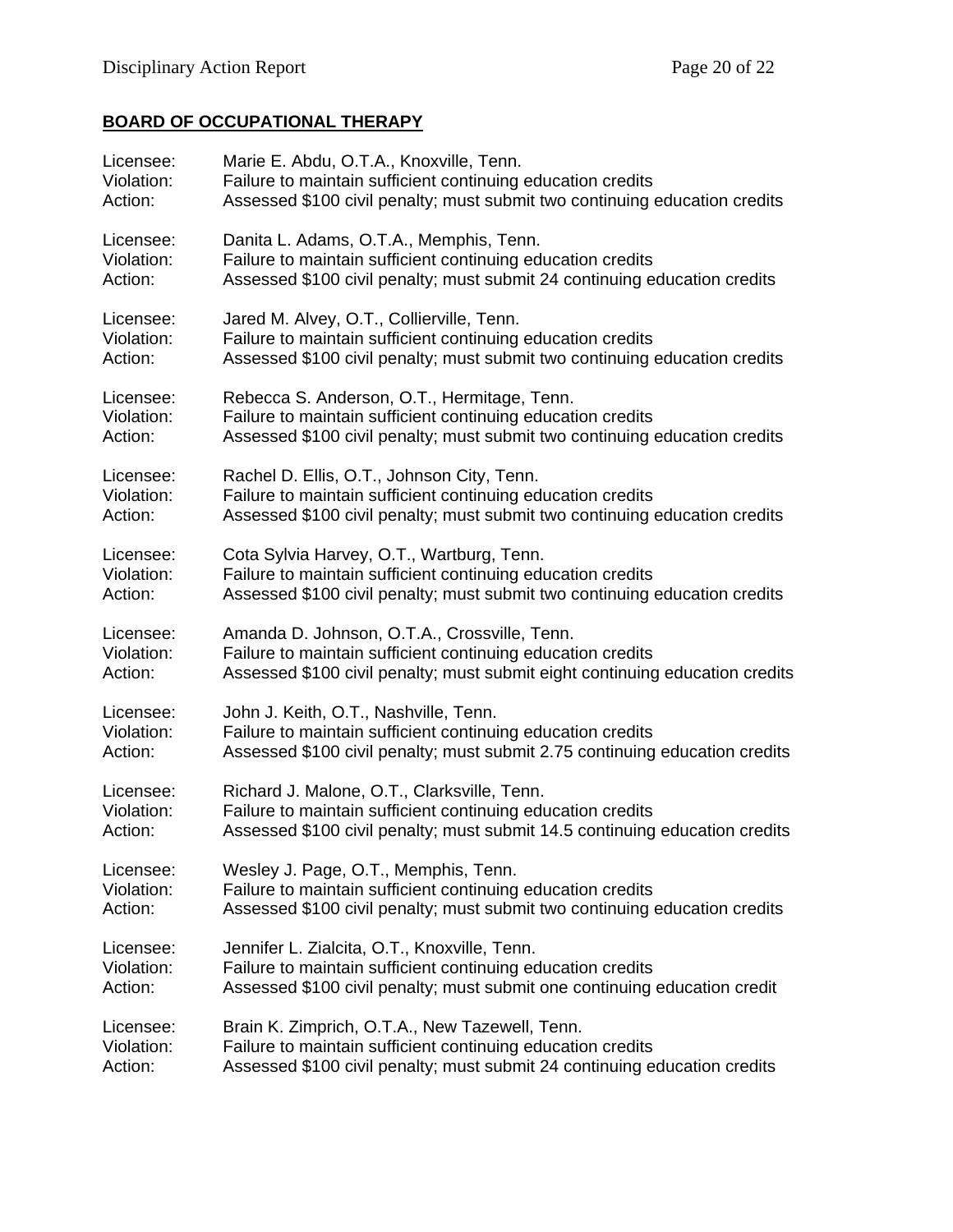## BOARD OF OCCUPATIONAL THERAPY

Licensee: Marie E. Abdu, O.T.A., Knoxville, Tenn.
Violation: Failure to maintain sufficient continuing education credits
Action: Assessed $100 civil penalty; must submit two continuing education credits

Licensee: Danita L. Adams, O.T.A., Memphis, Tenn.
Violation: Failure to maintain sufficient continuing education credits
Action: Assessed $100 civil penalty; must submit 24 continuing education credits

Licensee: Jared M. Alvey, O.T., Collierville, Tenn.
Violation: Failure to maintain sufficient continuing education credits
Action: Assessed $100 civil penalty; must submit two continuing education credits

Licensee: Rebecca S. Anderson, O.T., Hermitage, Tenn.
Violation: Failure to maintain sufficient continuing education credits
Action: Assessed $100 civil penalty; must submit two continuing education credits

Licensee: Rachel D. Ellis, O.T., Johnson City, Tenn.
Violation: Failure to maintain sufficient continuing education credits
Action: Assessed $100 civil penalty; must submit two continuing education credits

Licensee: Cota Sylvia Harvey, O.T., Wartburg, Tenn.
Violation: Failure to maintain sufficient continuing education credits
Action: Assessed $100 civil penalty; must submit two continuing education credits

Licensee: Amanda D. Johnson, O.T.A., Crossville, Tenn.
Violation: Failure to maintain sufficient continuing education credits
Action: Assessed $100 civil penalty; must submit eight continuing education credits

Licensee: John J. Keith, O.T., Nashville, Tenn.
Violation: Failure to maintain sufficient continuing education credits
Action: Assessed $100 civil penalty; must submit 2.75 continuing education credits

Licensee: Richard J. Malone, O.T., Clarksville, Tenn.
Violation: Failure to maintain sufficient continuing education credits
Action: Assessed $100 civil penalty; must submit 14.5 continuing education credits

Licensee: Wesley J. Page, O.T., Memphis, Tenn.
Violation: Failure to maintain sufficient continuing education credits
Action: Assessed $100 civil penalty; must submit two continuing education credits

Licensee: Jennifer L. Zialcita, O.T., Knoxville, Tenn.
Violation: Failure to maintain sufficient continuing education credits
Action: Assessed $100 civil penalty; must submit one continuing education credit

Licensee: Brain K. Zimprich, O.T.A., New Tazewell, Tenn.
Violation: Failure to maintain sufficient continuing education credits
Action: Assessed $100 civil penalty; must submit 24 continuing education credits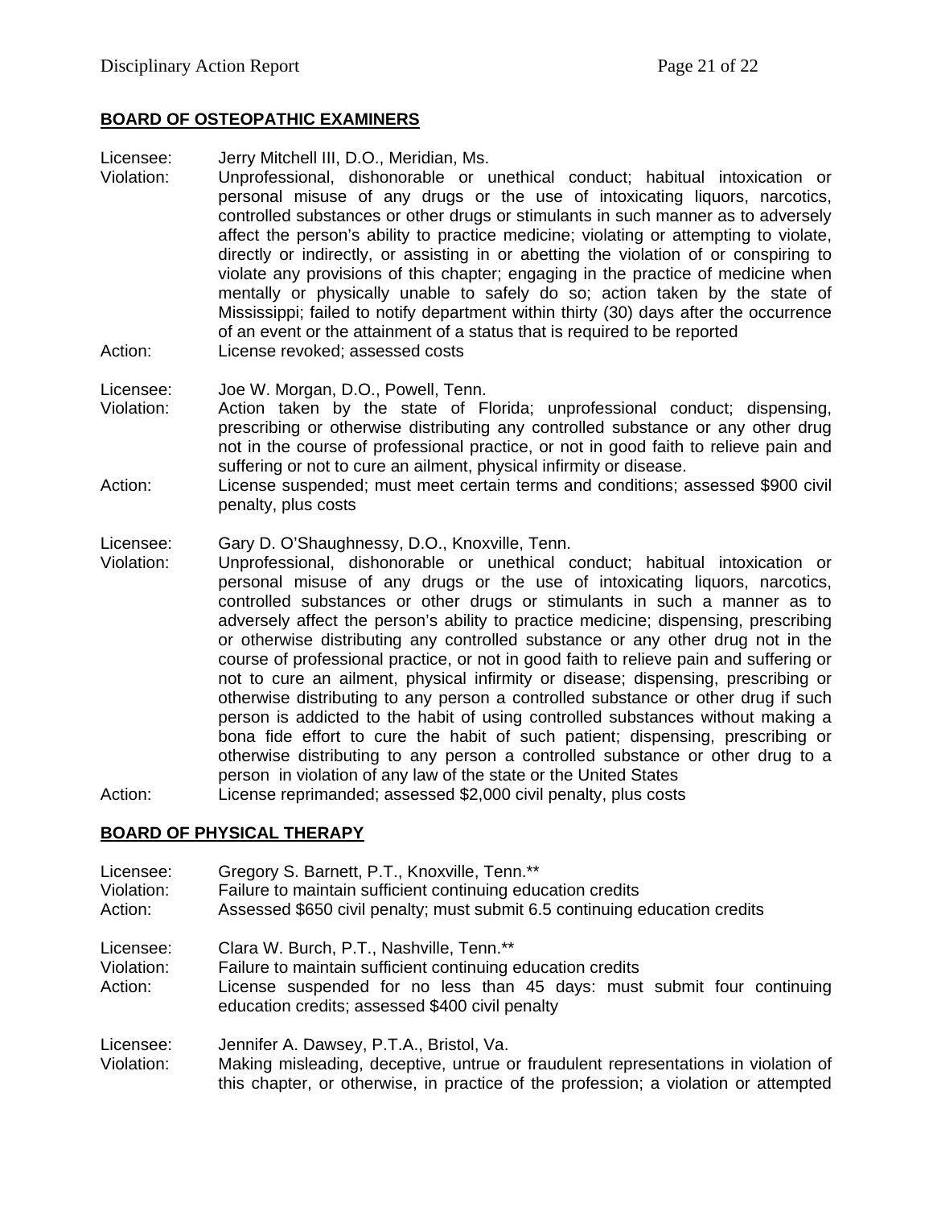## BOARD OF OSTEOPATHIC EXAMINERS

Licensee: Jerry Mitchell III, D.O., Meridian, Ms.
Violation: Unprofessional, dishonorable or unethical conduct; habitual intoxication or personal misuse of any drugs or the use of intoxicating liquors, narcotics, controlled substances or other drugs or stimulants in such manner as to adversely affect the person's ability to practice medicine; violating or attempting to violate, directly or indirectly, or assisting in or abetting the violation of or conspiring to violate any provisions of this chapter; engaging in the practice of medicine when mentally or physically unable to safely do so; action taken by the state of Mississippi; failed to notify department within thirty (30) days after the occurrence of an event or the attainment of a status that is required to be reported
Action: License revoked; assessed costs

Licensee: Joe W. Morgan, D.O., Powell, Tenn.
Violation: Action taken by the state of Florida; unprofessional conduct; dispensing, prescribing or otherwise distributing any controlled substance or any other drug not in the course of professional practice, or not in good faith to relieve pain and suffering or not to cure an ailment, physical infirmity or disease.
Action: License suspended; must meet certain terms and conditions; assessed $900 civil penalty, plus costs

Licensee: Gary D. O'Shaughnessy, D.O., Knoxville, Tenn.
Violation: Unprofessional, dishonorable or unethical conduct; habitual intoxication or personal misuse of any drugs or the use of intoxicating liquors, narcotics, controlled substances or other drugs or stimulants in such a manner as to adversely affect the person's ability to practice medicine; dispensing, prescribing or otherwise distributing any controlled substance or any other drug not in the course of professional practice, or not in good faith to relieve pain and suffering or not to cure an ailment, physical infirmity or disease; dispensing, prescribing or otherwise distributing to any person a controlled substance or other drug if such person is addicted to the habit of using controlled substances without making a bona fide effort to cure the habit of such patient; dispensing, prescribing or otherwise distributing to any person a controlled substance or other drug to a person in violation of any law of the state or the United States
Action: License reprimanded; assessed $2,000 civil penalty, plus costs

## BOARD OF PHYSICAL THERAPY

Licensee: Gregory S. Barnett, P.T., Knoxville, Tenn.**
Violation: Failure to maintain sufficient continuing education credits
Action: Assessed $650 civil penalty; must submit 6.5 continuing education credits

Licensee: Clara W. Burch, P.T., Nashville, Tenn.**
Violation: Failure to maintain sufficient continuing education credits
Action: License suspended for no less than 45 days: must submit four continuing education credits; assessed $400 civil penalty

Licensee: Jennifer A. Dawsey, P.T.A., Bristol, Va.
Violation: Making misleading, deceptive, untrue or fraudulent representations in violation of this chapter, or otherwise, in practice of the profession; a violation or attempted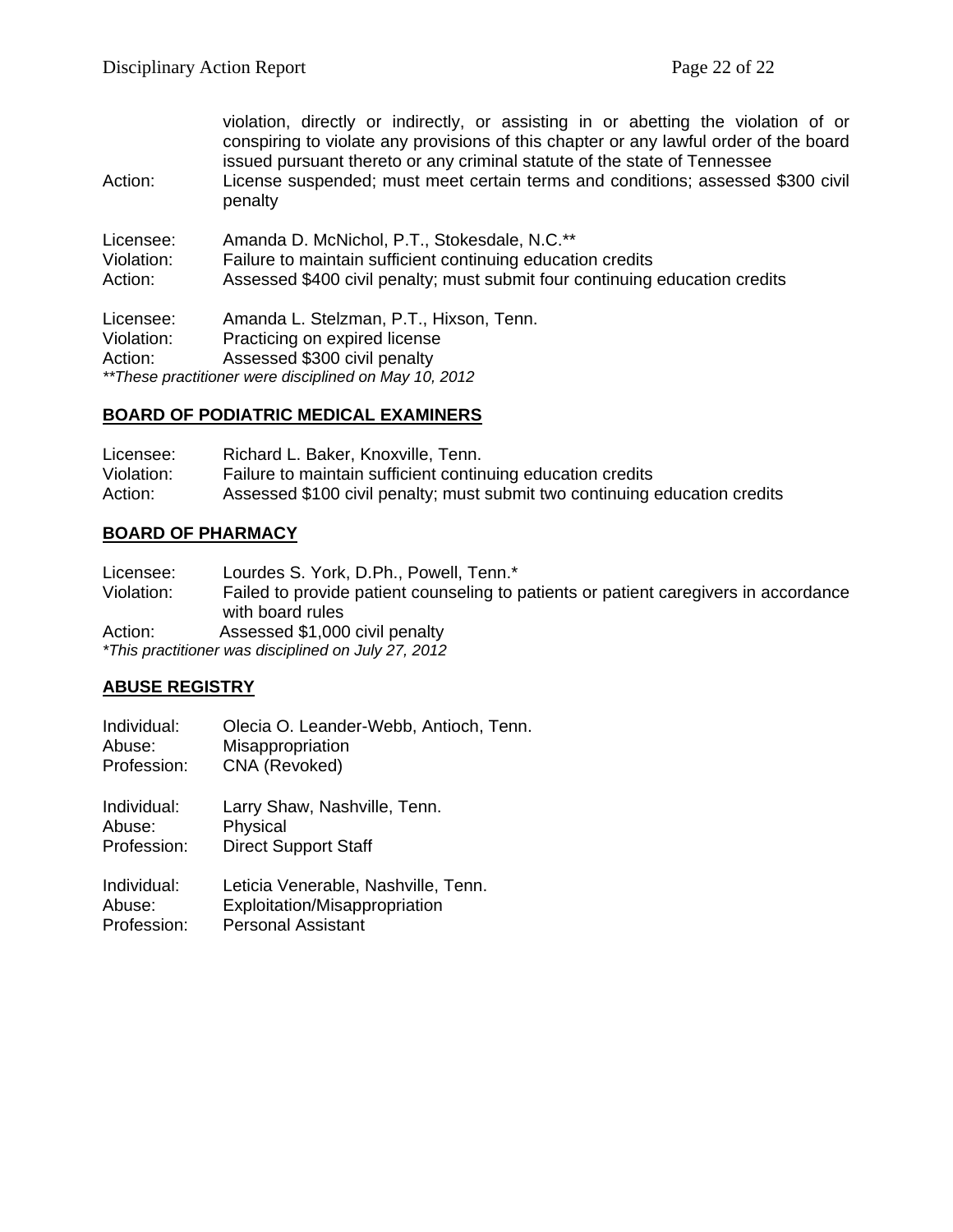violation, directly or indirectly, or assisting in or abetting the violation of or conspiring to violate any provisions of this chapter or any lawful order of the board issued pursuant thereto or any criminal statute of the state of Tennessee

Action: License suspended; must meet certain terms and conditions; assessed $300 civil penalty

Licensee: Amanda D. McNichol, P.T., Stokesdale, N.C.**
Violation: Failure to maintain sufficient continuing education credits
Action: Assessed $400 civil penalty; must submit four continuing education credits

Licensee: Amanda L. Stelzman, P.T., Hixson, Tenn.
Violation: Practicing on expired license
Action: Assessed $300 civil penalty
*\*\*These practitioner were disciplined on May 10, 2012*

## BOARD OF PODIATRIC MEDICAL EXAMINERS

Licensee: Richard L. Baker, Knoxville, Tenn.
Violation: Failure to maintain sufficient continuing education credits
Action: Assessed $100 civil penalty; must submit two continuing education credits

## BOARD OF PHARMACY

Licensee: Lourdes S. York, D.Ph., Powell, Tenn.*
Violation: Failed to provide patient counseling to patients or patient caregivers in accordance with board rules
Action: Assessed $1,000 civil penalty
*\*This practitioner was disciplined on July 27, 2012*

## ABUSE REGISTRY

Individual: Olecia O. Leander-Webb, Antioch, Tenn.
Abuse: Misappropriation
Profession: CNA (Revoked)

Individual: Larry Shaw, Nashville, Tenn.
Abuse: Physical
Profession: Direct Support Staff

Individual: Leticia Venerable, Nashville, Tenn.
Abuse: Exploitation/Misappropriation
Profession: Personal Assistant